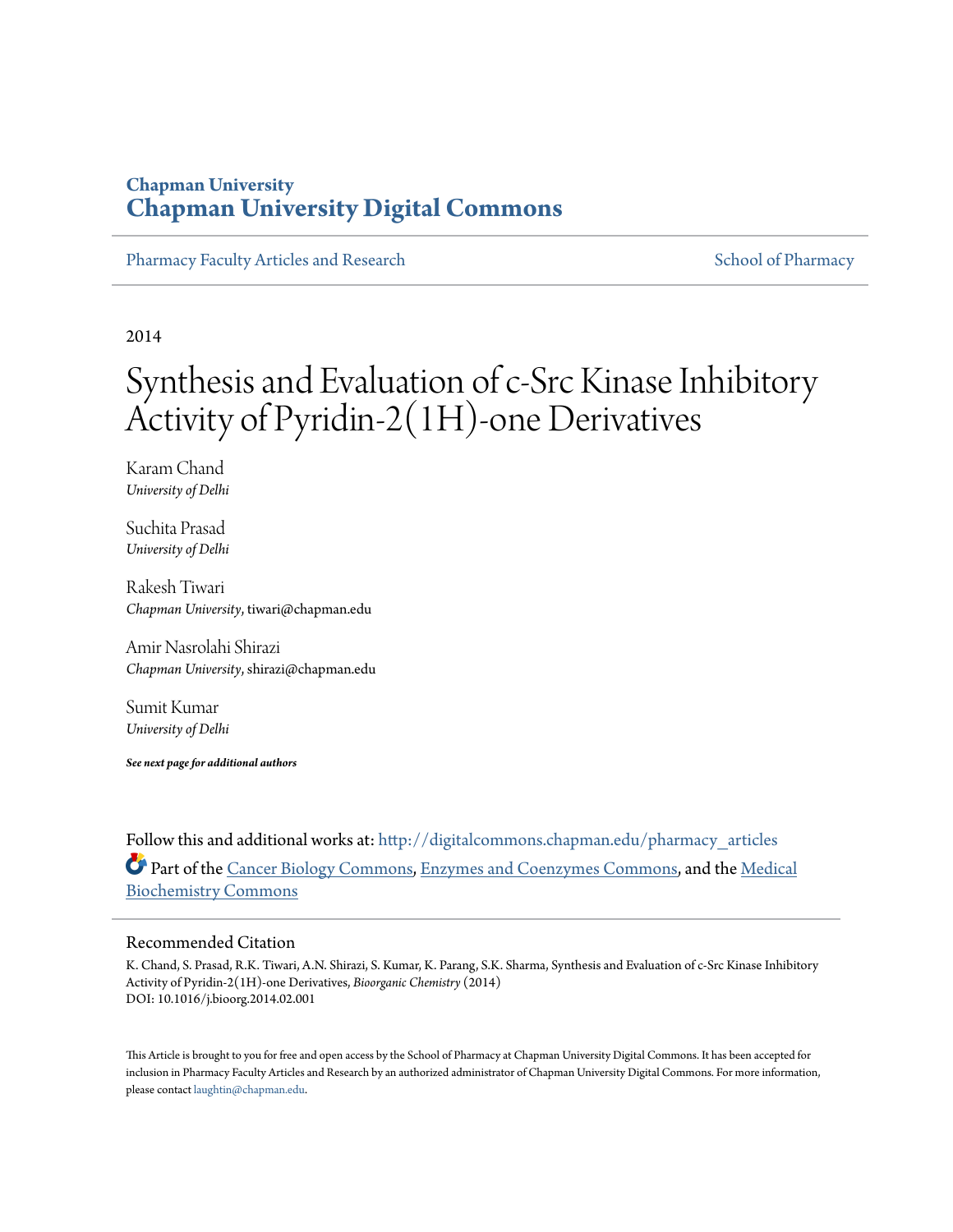**Chapman University**
**Chapman University Digital Commons**

Pharmacy Faculty Articles and Research | School of Pharmacy

2014

# Synthesis and Evaluation of c-Src Kinase Inhibitory Activity of Pyridin-2(1H)-one Derivatives

Karam Chand
*University of Delhi*

Suchita Prasad
*University of Delhi*

Rakesh Tiwari
*Chapman University*, tiwari@chapman.edu

Amir Nasrolahi Shirazi
*Chapman University*, shirazi@chapman.edu

Sumit Kumar
*University of Delhi*

***See next page for additional authors***

Follow this and additional works at: http://digitalcommons.chapman.edu/pharmacy_articles

Part of the Cancer Biology Commons, Enzymes and Coenzymes Commons, and the Medical Biochemistry Commons

## Recommended Citation

K. Chand, S. Prasad, R.K. Tiwari, A.N. Shirazi, S. Kumar, K. Parang, S.K. Sharma, Synthesis and Evaluation of c-Src Kinase Inhibitory Activity of Pyridin-2(1H)-one Derivatives, *Bioorganic Chemistry* (2014)
DOI: 10.1016/j.bioorg.2014.02.001

This Article is brought to you for free and open access by the School of Pharmacy at Chapman University Digital Commons. It has been accepted for inclusion in Pharmacy Faculty Articles and Research by an authorized administrator of Chapman University Digital Commons. For more information, please contact laughtin@chapman.edu.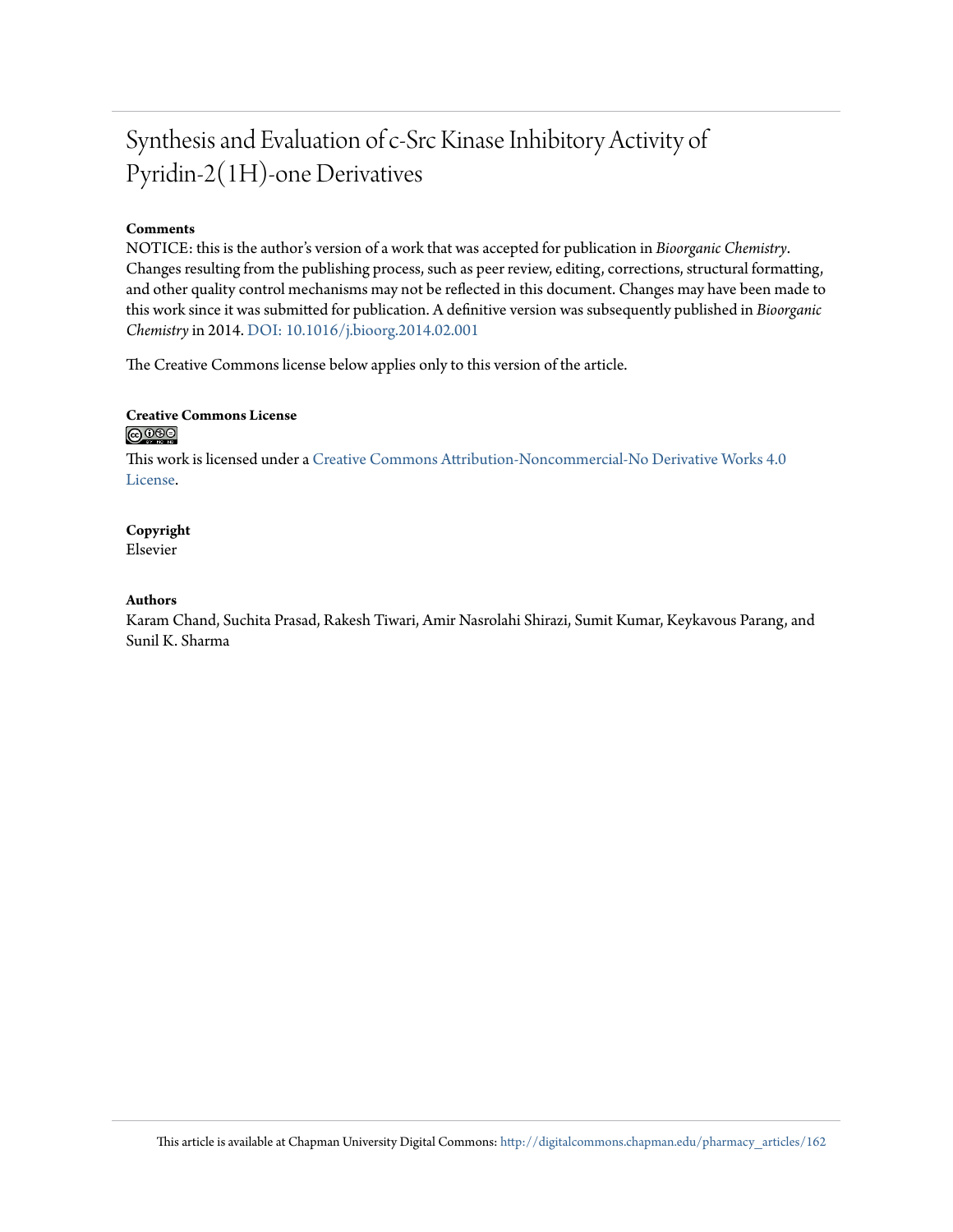# Synthesis and Evaluation of c-Src Kinase Inhibitory Activity of Pyridin-2(1H)-one Derivatives

**Comments**

NOTICE: this is the author's version of a work that was accepted for publication in *Bioorganic Chemistry*. Changes resulting from the publishing process, such as peer review, editing, corrections, structural formatting, and other quality control mechanisms may not be reflected in this document. Changes may have been made to this work since it was submitted for publication. A definitive version was subsequently published in *Bioorganic Chemistry* in 2014. DOI: 10.1016/j.bioorg.2014.02.001

The Creative Commons license below applies only to this version of the article.

**Creative Commons License**

This work is licensed under a Creative Commons Attribution-Noncommercial-No Derivative Works 4.0 License.

**Copyright**

Elsevier

**Authors**

Karam Chand, Suchita Prasad, Rakesh Tiwari, Amir Nasrolahi Shirazi, Sumit Kumar, Keykavous Parang, and Sunil K. Sharma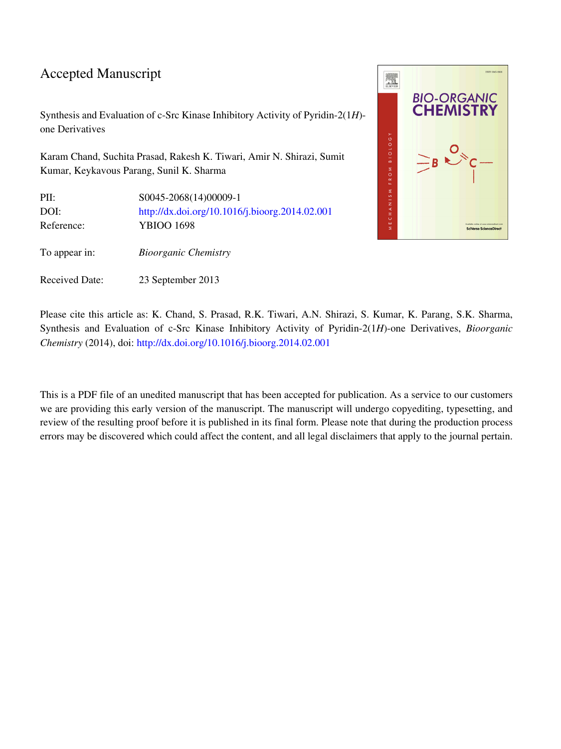# Accepted Manuscript

Synthesis and Evaluation of c-Src Kinase Inhibitory Activity of Pyridin-2(1*H*)-one Derivatives

Karam Chand, Suchita Prasad, Rakesh K. Tiwari, Amir N. Shirazi, Sumit Kumar, Keykavous Parang, Sunil K. Sharma

| | |
|---|---|
| PII: | S0045-2068(14)00009-1 |
| DOI: | http://dx.doi.org/10.1016/j.bioorg.2014.02.001 |
| Reference: | YBIOO 1698 |
| To appear in: | *Bioorganic Chemistry* |
| Received Date: | 23 September 2013 |

Please cite this article as: K. Chand, S. Prasad, R.K. Tiwari, A.N. Shirazi, S. Kumar, K. Parang, S.K. Sharma, Synthesis and Evaluation of c-Src Kinase Inhibitory Activity of Pyridin-2(1*H*)-one Derivatives, *Bioorganic Chemistry* (2014), doi: http://dx.doi.org/10.1016/j.bioorg.2014.02.001

This is a PDF file of an unedited manuscript that has been accepted for publication. As a service to our customers we are providing this early version of the manuscript. The manuscript will undergo copyediting, typesetting, and review of the resulting proof before it is published in its final form. Please note that during the production process errors may be discovered which could affect the content, and all legal disclaimers that apply to the journal pertain.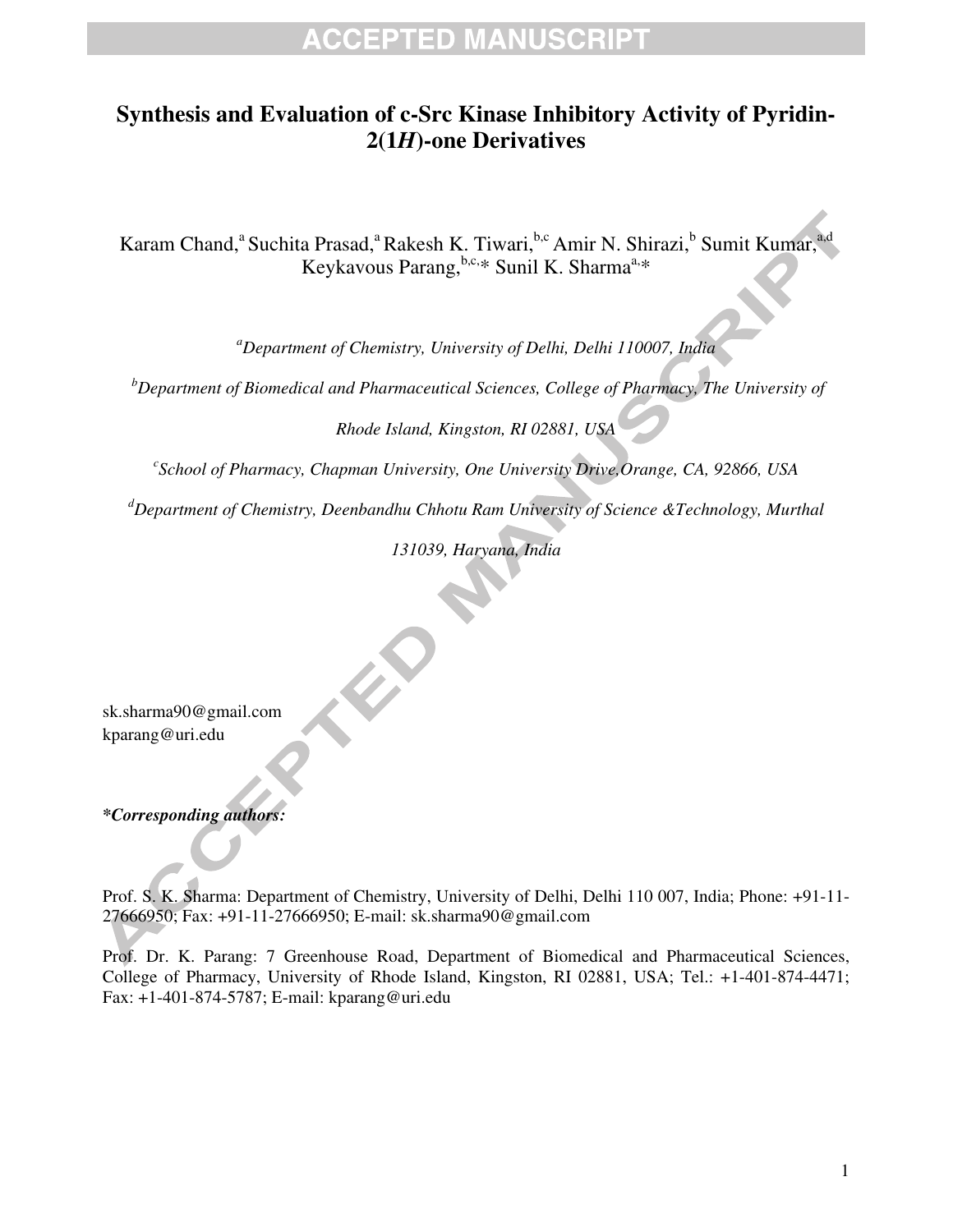# Synthesis and Evaluation of c-Src Kinase Inhibitory Activity of Pyridin-2(1*H*)-one Derivatives

Karam Chand,[a] Suchita Prasad,[a] Rakesh K. Tiwari,[b,c] Amir N. Shirazi,[b] Sumit Kumar,[a,d] Keykavous Parang,[b,c,]* Sunil K. Sharma[a,]*

[a]*Department of Chemistry, University of Delhi, Delhi 110007, India*

[b]*Department of Biomedical and Pharmaceutical Sciences, College of Pharmacy, The University of Rhode Island, Kingston, RI 02881, USA*

[c]*School of Pharmacy, Chapman University, One University Drive,Orange, CA, 92866, USA*

[d]*Department of Chemistry, Deenbandhu Chhotu Ram University of Science &Technology, Murthal 131039, Haryana, India*

sk.sharma90@gmail.com
kparang@uri.edu

***Corresponding authors:***

Prof. S. K. Sharma: Department of Chemistry, University of Delhi, Delhi 110 007, India; Phone: +91-11-27666950; Fax: +91-11-27666950; E-mail: sk.sharma90@gmail.com

Prof. Dr. K. Parang: 7 Greenhouse Road, Department of Biomedical and Pharmaceutical Sciences, College of Pharmacy, University of Rhode Island, Kingston, RI 02881, USA; Tel.: +1-401-874-4471; Fax: +1-401-874-5787; E-mail: kparang@uri.edu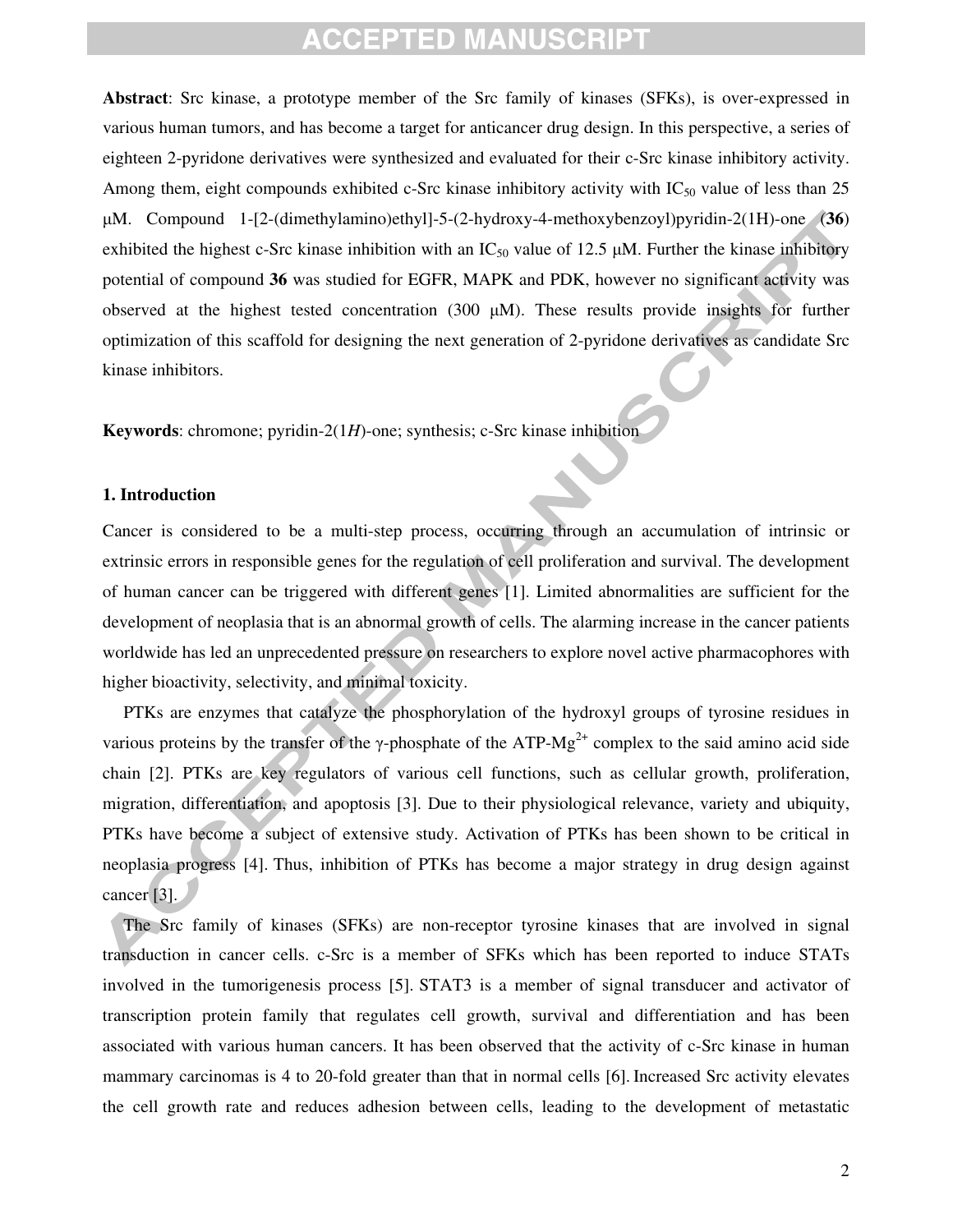**Abstract**: Src kinase, a prototype member of the Src family of kinases (SFKs), is over-expressed in various human tumors, and has become a target for anticancer drug design. In this perspective, a series of eighteen 2-pyridone derivatives were synthesized and evaluated for their c-Src kinase inhibitory activity. Among them, eight compounds exhibited c-Src kinase inhibitory activity with $IC_{50}$ value of less than 25 μM. Compound 1-[2-(dimethylamino)ethyl]-5-(2-hydroxy-4-methoxybenzoyl)pyridin-2(1H)-one (**36**) exhibited the highest c-Src kinase inhibition with an $IC_{50}$ value of 12.5 μM. Further the kinase inhibitory potential of compound **36** was studied for EGFR, MAPK and PDK, however no significant activity was observed at the highest tested concentration (300 μM). These results provide insights for further optimization of this scaffold for designing the next generation of 2-pyridone derivatives as candidate Src kinase inhibitors.

**Keywords**: chromone; pyridin-2(1*H*)-one; synthesis; c-Src kinase inhibition

## 1. Introduction

Cancer is considered to be a multi-step process, occurring through an accumulation of intrinsic or extrinsic errors in responsible genes for the regulation of cell proliferation and survival. The development of human cancer can be triggered with different genes [1]. Limited abnormalities are sufficient for the development of neoplasia that is an abnormal growth of cells. The alarming increase in the cancer patients worldwide has led an unprecedented pressure on researchers to explore novel active pharmacophores with higher bioactivity, selectivity, and minimal toxicity.

PTKs are enzymes that catalyze the phosphorylation of the hydroxyl groups of tyrosine residues in various proteins by the transfer of the γ-phosphate of the ATP-$Mg^{2+}$ complex to the said amino acid side chain [2]. PTKs are key regulators of various cell functions, such as cellular growth, proliferation, migration, differentiation, and apoptosis [3]. Due to their physiological relevance, variety and ubiquity, PTKs have become a subject of extensive study. Activation of PTKs has been shown to be critical in neoplasia progress [4]. Thus, inhibition of PTKs has become a major strategy in drug design against cancer [3].

The Src family of kinases (SFKs) are non-receptor tyrosine kinases that are involved in signal transduction in cancer cells. c-Src is a member of SFKs which has been reported to induce STATs involved in the tumorigenesis process [5]. STAT3 is a member of signal transducer and activator of transcription protein family that regulates cell growth, survival and differentiation and has been associated with various human cancers. It has been observed that the activity of c-Src kinase in human mammary carcinomas is 4 to 20-fold greater than that in normal cells [6]. Increased Src activity elevates the cell growth rate and reduces adhesion between cells, leading to the development of metastatic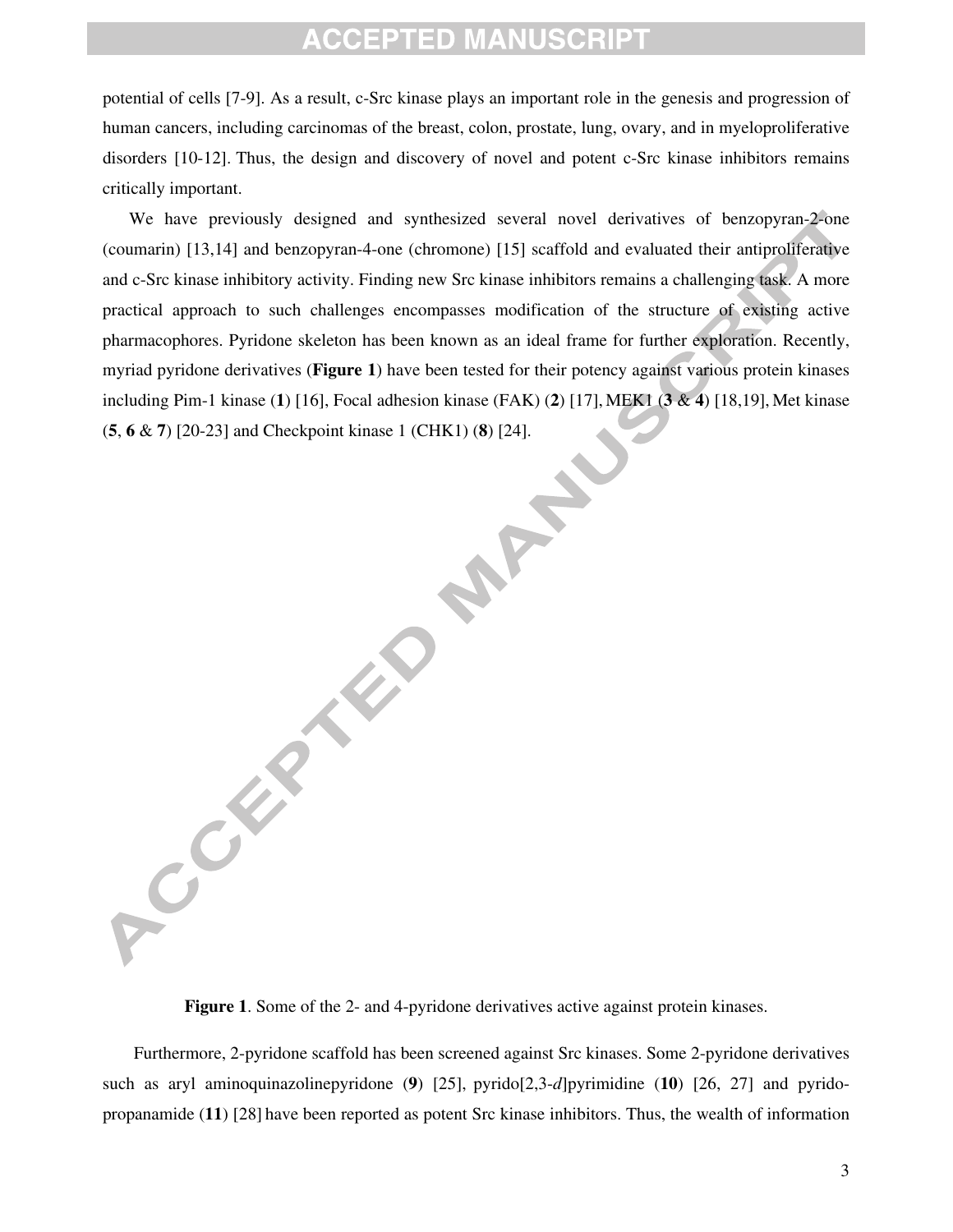potential of cells [7-9]. As a result, c-Src kinase plays an important role in the genesis and progression of human cancers, including carcinomas of the breast, colon, prostate, lung, ovary, and in myeloproliferative disorders [10-12]. Thus, the design and discovery of novel and potent c-Src kinase inhibitors remains critically important.

We have previously designed and synthesized several novel derivatives of benzopyran-2-one (coumarin) [13,14] and benzopyran-4-one (chromone) [15] scaffold and evaluated their antiproliferative and c-Src kinase inhibitory activity. Finding new Src kinase inhibitors remains a challenging task. A more practical approach to such challenges encompasses modification of the structure of existing active pharmacophores. Pyridone skeleton has been known as an ideal frame for further exploration. Recently, myriad pyridone derivatives (**Figure 1**) have been tested for their potency against various protein kinases including Pim-1 kinase (**1**) [16], Focal adhesion kinase (FAK) (**2**) [17], MEK1 (**3** & **4**) [18,19], Met kinase (**5**, **6** & **7**) [20-23] and Checkpoint kinase 1 (CHK1) (**8**) [24].

**Figure 1**. Some of the 2- and 4-pyridone derivatives active against protein kinases.

Furthermore, 2-pyridone scaffold has been screened against Src kinases. Some 2-pyridone derivatives such as aryl aminoquinazolinepyridone (**9**) [25], pyrido[2,3-*d*]pyrimidine (**10**) [26, 27] and pyrido-propanamide (**11**) [28] have been reported as potent Src kinase inhibitors. Thus, the wealth of information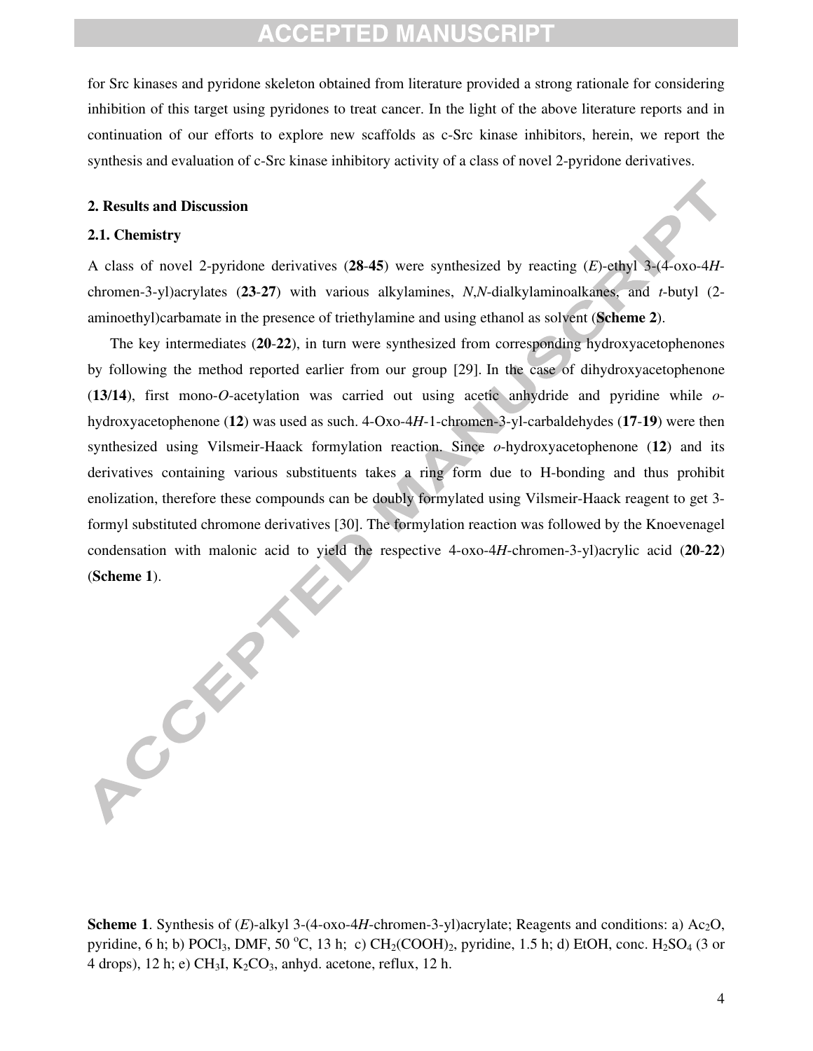for Src kinases and pyridone skeleton obtained from literature provided a strong rationale for considering inhibition of this target using pyridones to treat cancer. In the light of the above literature reports and in continuation of our efforts to explore new scaffolds as c-Src kinase inhibitors, herein, we report the synthesis and evaluation of c-Src kinase inhibitory activity of a class of novel 2-pyridone derivatives.

## 2. Results and Discussion

### 2.1. Chemistry

A class of novel 2-pyridone derivatives (**28**-**45**) were synthesized by reacting (*E*)-ethyl 3-(4-oxo-4*H*-chromen-3-yl)acrylates (**23**-**27**) with various alkylamines, *N*,*N*-dialkylaminoalkanes, and *t*-butyl (2-aminoethyl)carbamate in the presence of triethylamine and using ethanol as solvent (**Scheme 2**).

The key intermediates (**20**-**22**), in turn were synthesized from corresponding hydroxyacetophenones by following the method reported earlier from our group [29]. In the case of dihydroxyacetophenone (**13/14**), first mono-*O*-acetylation was carried out using acetic anhydride and pyridine while *o*-hydroxyacetophenone (**12**) was used as such. 4-Oxo-4*H*-1-chromen-3-yl-carbaldehydes (**17**-**19**) were then synthesized using Vilsmeir-Haack formylation reaction. Since *o*-hydroxyacetophenone (**12**) and its derivatives containing various substituents takes a ring form due to H-bonding and thus prohibit enolization, therefore these compounds can be doubly formylated using Vilsmeir-Haack reagent to get 3-formyl substituted chromone derivatives [30]. The formylation reaction was followed by the Knoevenagel condensation with malonic acid to yield the respective 4-oxo-4*H*-chromen-3-yl)acrylic acid (**20**-**22**) (**Scheme 1**).

**Scheme 1**. Synthesis of (*E*)-alkyl 3-(4-oxo-4*H*-chromen-3-yl)acrylate; Reagents and conditions: a) $Ac_2O$, pyridine, 6 h; b) $POCl_3$, DMF, 50 °C, 13 h; c) $CH_2(COOH)_2$, pyridine, 1.5 h; d) EtOH, conc. $H_2SO_4$ (3 or 4 drops), 12 h; e) $CH_3I$, $K_2CO_3$, anhyd. acetone, reflux, 12 h.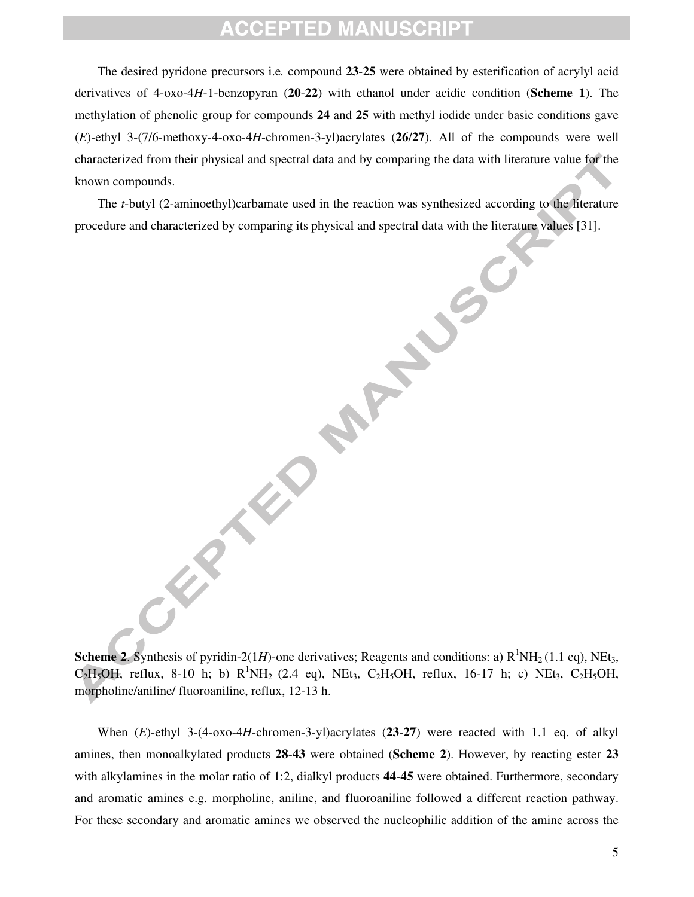The desired pyridone precursors i.e. compound **23**-**25** were obtained by esterification of acrylyl acid derivatives of 4-oxo-4*H*-1-benzopyran (**20**-**22**) with ethanol under acidic condition (**Scheme 1**). The methylation of phenolic group for compounds **24** and **25** with methyl iodide under basic conditions gave (*E*)-ethyl 3-(7/6-methoxy-4-oxo-4*H*-chromen-3-yl)acrylates (**26**/**27**). All of the compounds were well characterized from their physical and spectral data and by comparing the data with literature value for the known compounds.

The *t*-butyl (2-aminoethyl)carbamate used in the reaction was synthesized according to the literature procedure and characterized by comparing its physical and spectral data with the literature values [31].

**Scheme 2**. Synthesis of pyridin-2(1*H*)-one derivatives; Reagents and conditions: a) $R^1NH_2$ (1.1 eq), $NEt_3$, $C_2H_5OH$, reflux, 8-10 h; b) $R^1NH_2$ (2.4 eq), $NEt_3$, $C_2H_5OH$, reflux, 16-17 h; c) $NEt_3$, $C_2H_5OH$, morpholine/aniline/ fluoroaniline, reflux, 12-13 h.

When (*E*)-ethyl 3-(4-oxo-4*H*-chromen-3-yl)acrylates (**23**-**27**) were reacted with 1.1 eq. of alkyl amines, then monoalkylated products **28**-**43** were obtained (**Scheme 2**). However, by reacting ester **23** with alkylamines in the molar ratio of 1:2, dialkyl products **44**-**45** were obtained. Furthermore, secondary and aromatic amines e.g. morpholine, aniline, and fluoroaniline followed a different reaction pathway. For these secondary and aromatic amines we observed the nucleophilic addition of the amine across the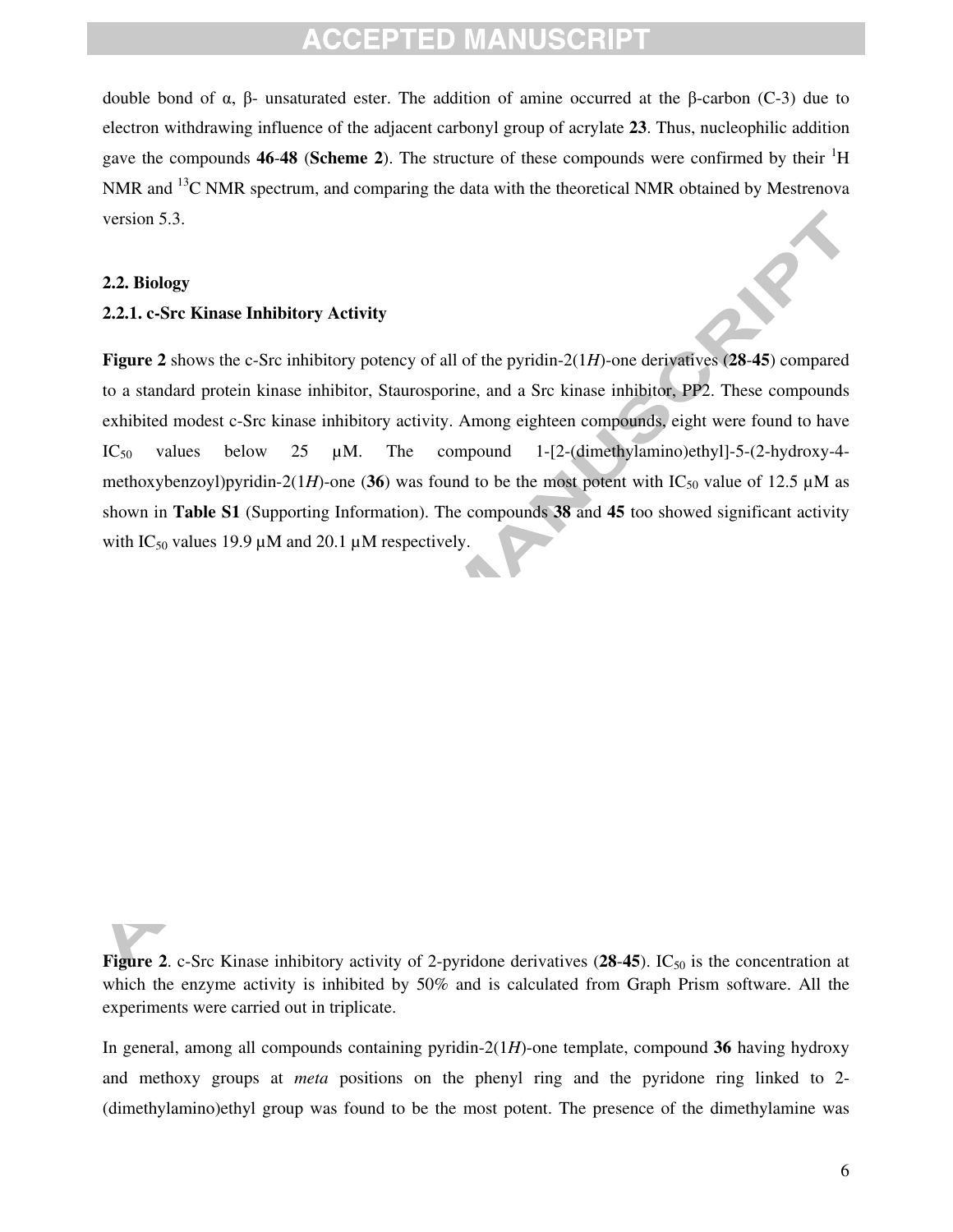double bond of α, β- unsaturated ester. The addition of amine occurred at the β-carbon (C-3) due to electron withdrawing influence of the adjacent carbonyl group of acrylate **23**. Thus, nucleophilic addition gave the compounds **46**-**48** (**Scheme 2**). The structure of these compounds were confirmed by their $^{1}$H NMR and $^{13}$C NMR spectrum, and comparing the data with the theoretical NMR obtained by Mestrenova version 5.3.

## 2.2. Biology

### 2.2.1. c-Src Kinase Inhibitory Activity

**Figure 2** shows the c-Src inhibitory potency of all of the pyridin-2(1*H*)-one derivatives (**28**-**45**) compared to a standard protein kinase inhibitor, Staurosporine, and a Src kinase inhibitor, PP2. These compounds exhibited modest c-Src kinase inhibitory activity. Among eighteen compounds, eight were found to have $IC_{50}$ values below 25 μM. The compound 1-[2-(dimethylamino)ethyl]-5-(2-hydroxy-4-methoxybenzoyl)pyridin-2(1*H*)-one (**36**) was found to be the most potent with $IC_{50}$ value of 12.5 μM as shown in **Table S1** (Supporting Information). The compounds **38** and **45** too showed significant activity with $IC_{50}$ values 19.9 μM and 20.1 μM respectively.

**Figure 2**. c-Src Kinase inhibitory activity of 2-pyridone derivatives (**28**-**45**). $IC_{50}$ is the concentration at which the enzyme activity is inhibited by 50% and is calculated from Graph Prism software. All the experiments were carried out in triplicate.

In general, among all compounds containing pyridin-2(1*H*)-one template, compound **36** having hydroxy and methoxy groups at *meta* positions on the phenyl ring and the pyridone ring linked to 2-(dimethylamino)ethyl group was found to be the most potent. The presence of the dimethylamine was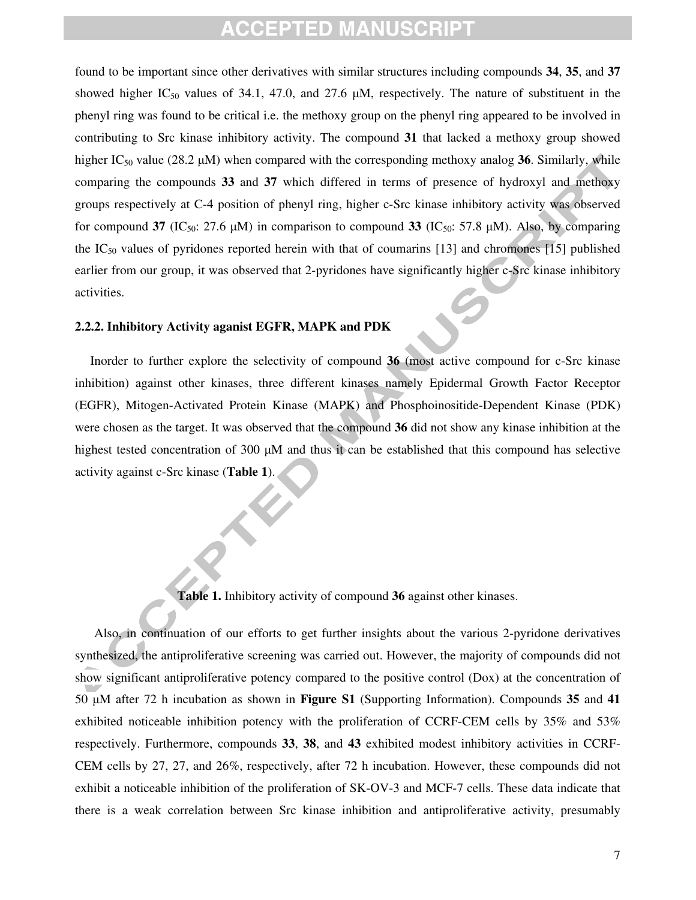found to be important since other derivatives with similar structures including compounds **34**, **35**, and **37** showed higher $IC_{50}$ values of 34.1, 47.0, and 27.6 μM, respectively. The nature of substituent in the phenyl ring was found to be critical i.e. the methoxy group on the phenyl ring appeared to be involved in contributing to Src kinase inhibitory activity. The compound **31** that lacked a methoxy group showed higher $IC_{50}$ value (28.2 μM) when compared with the corresponding methoxy analog **36**. Similarly, while comparing the compounds **33** and **37** which differed in terms of presence of hydroxyl and methoxy groups respectively at C-4 position of phenyl ring, higher c-Src kinase inhibitory activity was observed for compound **37** ($IC_{50}$: 27.6 μM) in comparison to compound **33** ($IC_{50}$: 57.8 μM). Also, by comparing the $IC_{50}$ values of pyridones reported herein with that of coumarins [13] and chromones [15] published earlier from our group, it was observed that 2-pyridones have significantly higher c-Src kinase inhibitory activities.

### 2.2.2. Inhibitory Activity aganist EGFR, MAPK and PDK

Inorder to further explore the selectivity of compound **36** (most active compound for c-Src kinase inhibition) against other kinases, three different kinases namely Epidermal Growth Factor Receptor (EGFR), Mitogen-Activated Protein Kinase (MAPK) and Phosphoinositide-Dependent Kinase (PDK) were chosen as the target. It was observed that the compound **36** did not show any kinase inhibition at the highest tested concentration of 300 μM and thus it can be established that this compound has selective activity against c-Src kinase (**Table 1**).

**Table 1.** Inhibitory activity of compound **36** against other kinases.

Also, in continuation of our efforts to get further insights about the various 2-pyridone derivatives synthesized, the antiproliferative screening was carried out. However, the majority of compounds did not show significant antiproliferative potency compared to the positive control (Dox) at the concentration of 50 μM after 72 h incubation as shown in **Figure S1** (Supporting Information). Compounds **35** and **41** exhibited noticeable inhibition potency with the proliferation of CCRF-CEM cells by 35% and 53% respectively. Furthermore, compounds **33**, **38**, and **43** exhibited modest inhibitory activities in CCRF-CEM cells by 27, 27, and 26%, respectively, after 72 h incubation. However, these compounds did not exhibit a noticeable inhibition of the proliferation of SK-OV-3 and MCF-7 cells. These data indicate that there is a weak correlation between Src kinase inhibition and antiproliferative activity, presumably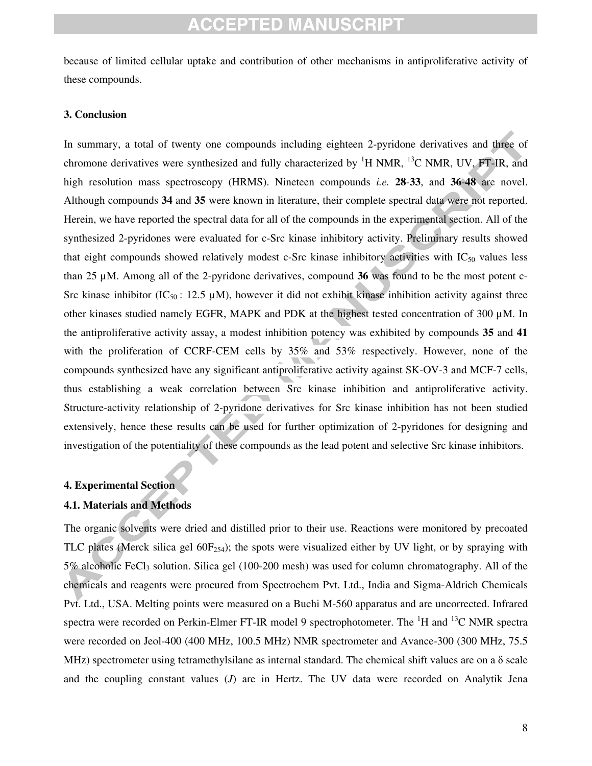because of limited cellular uptake and contribution of other mechanisms in antiproliferative activity of these compounds.

### 3. Conclusion

In summary, a total of twenty one compounds including eighteen 2-pyridone derivatives and three of chromone derivatives were synthesized and fully characterized by $^{1}H$ NMR, $^{13}C$ NMR, UV, FT-IR, and high resolution mass spectroscopy (HRMS). Nineteen compounds *i.e.* **28**-**33**, and **36**-**48** are novel. Although compounds **34** and **35** were known in literature, their complete spectral data were not reported. Herein, we have reported the spectral data for all of the compounds in the experimental section. All of the synthesized 2-pyridones were evaluated for c-Src kinase inhibitory activity. Preliminary results showed that eight compounds showed relatively modest c-Src kinase inhibitory activities with $IC_{50}$ values less than 25 µM. Among all of the 2-pyridone derivatives, compound **36** was found to be the most potent c-Src kinase inhibitor ($IC_{50}$ : 12.5 µM), however it did not exhibit kinase inhibition activity against three other kinases studied namely EGFR, MAPK and PDK at the highest tested concentration of 300 µM. In the antiproliferative activity assay, a modest inhibition potency was exhibited by compounds **35** and **41** with the proliferation of CCRF-CEM cells by 35% and 53% respectively. However, none of the compounds synthesized have any significant antiproliferative activity against SK-OV-3 and MCF-7 cells, thus establishing a weak correlation between Src kinase inhibition and antiproliferative activity. Structure-activity relationship of 2-pyridone derivatives for Src kinase inhibition has not been studied extensively, hence these results can be used for further optimization of 2-pyridones for designing and investigation of the potentiality of these compounds as the lead potent and selective Src kinase inhibitors.

### 4. Experimental Section

#### 4.1. Materials and Methods

The organic solvents were dried and distilled prior to their use. Reactions were monitored by precoated TLC plates (Merck silica gel $60F_{254}$); the spots were visualized either by UV light, or by spraying with 5% alcoholic $FeCl_3$ solution. Silica gel (100-200 mesh) was used for column chromatography. All of the chemicals and reagents were procured from Spectrochem Pvt. Ltd., India and Sigma-Aldrich Chemicals Pvt. Ltd., USA. Melting points were measured on a Buchi M-560 apparatus and are uncorrected. Infrared spectra were recorded on Perkin-Elmer FT-IR model 9 spectrophotometer. The $^{1}H$ and $^{13}C$ NMR spectra were recorded on Jeol-400 (400 MHz, 100.5 MHz) NMR spectrometer and Avance-300 (300 MHz, 75.5 MHz) spectrometer using tetramethylsilane as internal standard. The chemical shift values are on a δ scale and the coupling constant values (*J*) are in Hertz. The UV data were recorded on Analytik Jena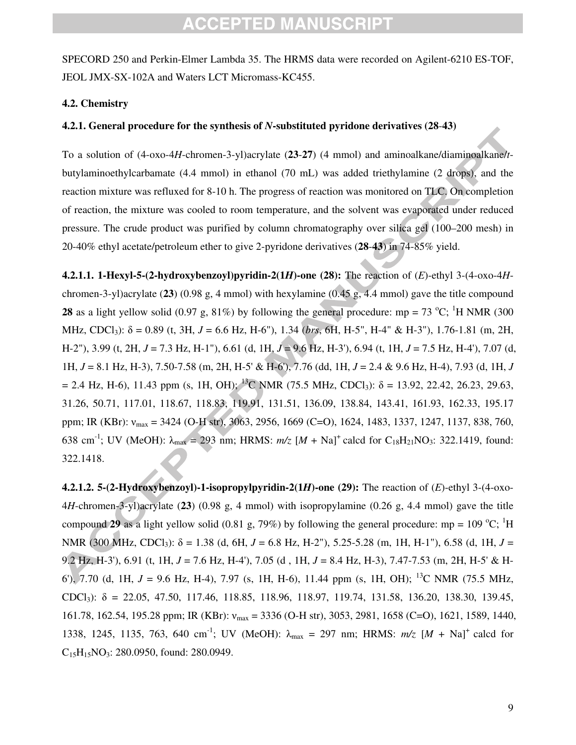SPECORD 250 and Perkin-Elmer Lambda 35. The HRMS data were recorded on Agilent-6210 ES-TOF, JEOL JMX-SX-102A and Waters LCT Micromass-KC455.

### 4.2. Chemistry

#### 4.2.1. General procedure for the synthesis of *N*-substituted pyridone derivatives (28-43)

To a solution of (4-oxo-4*H*-chromen-3-yl)acrylate (**23**-**27**) (4 mmol) and aminoalkane/diaminoalkane/*t*-butylaminoethylcarbamate (4.4 mmol) in ethanol (70 mL) was added triethylamine (2 drops), and the reaction mixture was refluxed for 8-10 h. The progress of reaction was monitored on TLC. On completion of reaction, the mixture was cooled to room temperature, and the solvent was evaporated under reduced pressure. The crude product was purified by column chromatography over silica gel (100–200 mesh) in 20-40% ethyl acetate/petroleum ether to give 2-pyridone derivatives (**28**-**43**) in 74-85% yield.

**4.2.1.1. 1-Hexyl-5-(2-hydroxybenzoyl)pyridin-2(1*H*)-one (28):** The reaction of (*E*)-ethyl 3-(4-oxo-4*H*-chromen-3-yl)acrylate (**23**) (0.98 g, 4 mmol) with hexylamine (0.45 g, 4.4 mmol) gave the title compound **28** as a light yellow solid (0.97 g, 81%) by following the general procedure: mp = 73 °C; $^1$H NMR (300 MHz, $CDCl_3$): δ = 0.89 (t, 3H, *J* = 6.6 Hz, H-6"), 1.34 (*brs*, 6H, H-5", H-4" & H-3"), 1.76-1.81 (m, 2H, H-2"), 3.99 (t, 2H, *J* = 7.3 Hz, H-1"), 6.61 (d, 1H, *J* = 9.6 Hz, H-3'), 6.94 (t, 1H, *J* = 7.5 Hz, H-4'), 7.07 (d, 1H, *J* = 8.1 Hz, H-3), 7.50-7.58 (m, 2H, H-5' & H-6'), 7.76 (dd, 1H, *J* = 2.4 & 9.6 Hz, H-4), 7.93 (d, 1H, *J* = 2.4 Hz, H-6), 11.43 ppm (s, 1H, OH); $^{13}$C NMR (75.5 MHz, $CDCl_3$): δ = 13.92, 22.42, 26.23, 29.63, 31.26, 50.71, 117.01, 118.67, 118.83, 119.91, 131.51, 136.09, 138.84, 143.41, 161.93, 162.33, 195.17 ppm; IR (KBr): $\nu_{max}$ = 3424 (O-H str), 3063, 2956, 1669 (C=O), 1624, 1483, 1337, 1247, 1137, 838, 760, 638 cm$^{-1}$; UV (MeOH): $\lambda_{max}$ = 293 nm; HRMS: *m/z* [*M* + Na]$^+$ calcd for $C_{18}H_{21}NO_3$: 322.1419, found: 322.1418.

**4.2.1.2. 5-(2-Hydroxybenzoyl)-1-isopropylpyridin-2(1*H*)-one (29):** The reaction of (*E*)-ethyl 3-(4-oxo-4*H*-chromen-3-yl)acrylate (**23**) (0.98 g, 4 mmol) with isopropylamine (0.26 g, 4.4 mmol) gave the title compound **29** as a light yellow solid (0.81 g, 79%) by following the general procedure: mp = 109 °C; $^1$H NMR (300 MHz, $CDCl_3$): δ = 1.38 (d, 6H, *J* = 6.8 Hz, H-2"), 5.25-5.28 (m, 1H, H-1"), 6.58 (d, 1H, *J* = 9.2 Hz, H-3'), 6.91 (t, 1H, *J* = 7.6 Hz, H-4'), 7.05 (d , 1H, *J* = 8.4 Hz, H-3), 7.47-7.53 (m, 2H, H-5' & H-6'), 7.70 (d, 1H, *J* = 9.6 Hz, H-4), 7.97 (s, 1H, H-6), 11.44 ppm (s, 1H, OH); $^{13}$C NMR (75.5 MHz, $CDCl_3$): δ = 22.05, 47.50, 117.46, 118.85, 118.96, 118.97, 119.74, 131.58, 136.20, 138.30, 139.45, 161.78, 162.54, 195.28 ppm; IR (KBr): $\nu_{max}$ = 3336 (O-H str), 3053, 2981, 1658 (C=O), 1621, 1589, 1440, 1338, 1245, 1135, 763, 640 cm$^{-1}$; UV (MeOH): $\lambda_{max}$ = 297 nm; HRMS: *m/z* [*M* + Na]$^+$ calcd for $C_{15}H_{15}NO_3$: 280.0950, found: 280.0949.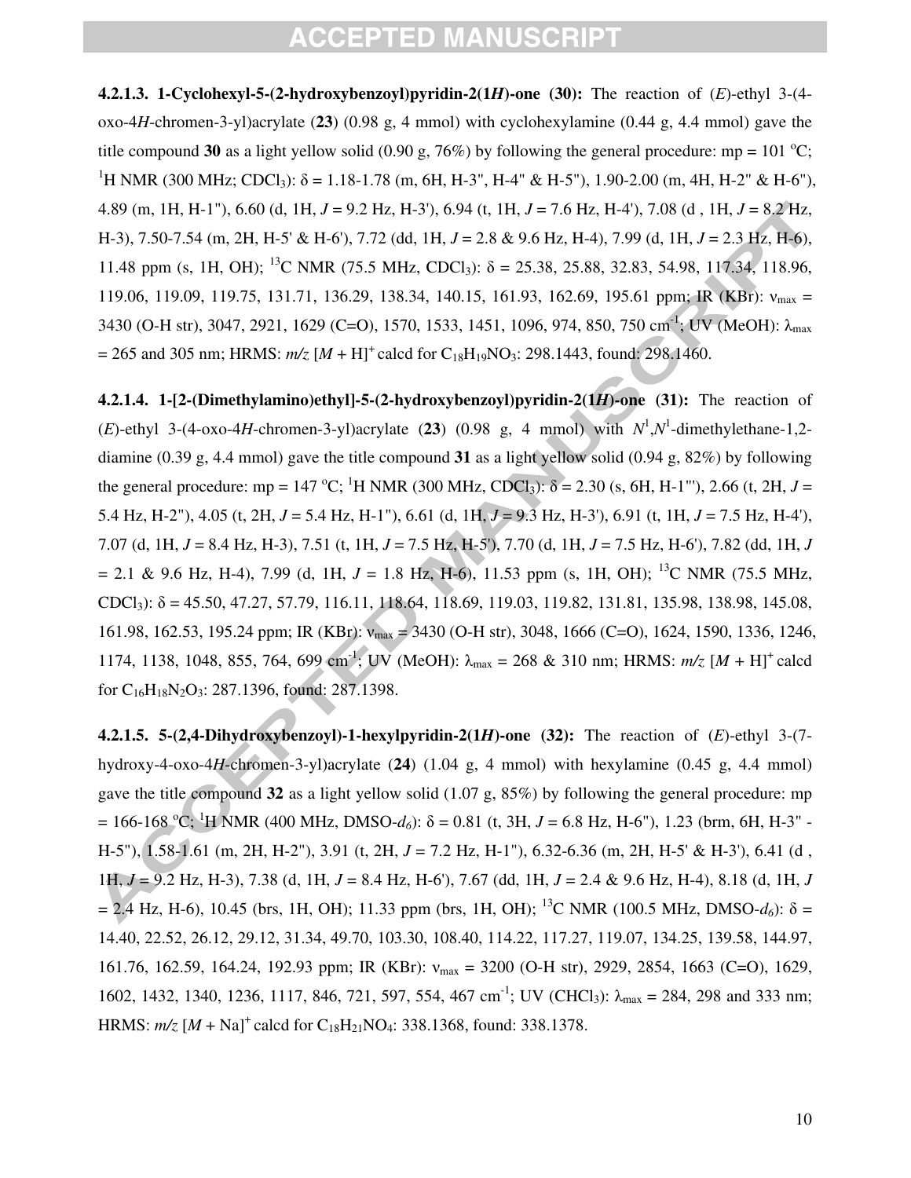**4.2.1.3. 1-Cyclohexyl-5-(2-hydroxybenzoyl)pyridin-2(1*H*)-one (30):** The reaction of (*E*)-ethyl 3-(4-oxo-4*H*-chromen-3-yl)acrylate (**23**) (0.98 g, 4 mmol) with cyclohexylamine (0.44 g, 4.4 mmol) gave the title compound **30** as a light yellow solid (0.90 g, 76%) by following the general procedure: mp = 101 °C; $^{1}$H NMR (300 MHz; CDCl$_3$): δ = 1.18-1.78 (m, 6H, H-3", H-4" & H-5"), 1.90-2.00 (m, 4H, H-2" & H-6"), 4.89 (m, 1H, H-1"), 6.60 (d, 1H, *J* = 9.2 Hz, H-3'), 6.94 (t, 1H, *J* = 7.6 Hz, H-4'), 7.08 (d , 1H, *J* = 8.2 Hz, H-3), 7.50-7.54 (m, 2H, H-5' & H-6'), 7.72 (dd, 1H, *J* = 2.8 & 9.6 Hz, H-4), 7.99 (d, 1H, *J* = 2.3 Hz, H-6), 11.48 ppm (s, 1H, OH); $^{13}$C NMR (75.5 MHz, CDCl$_3$): δ = 25.38, 25.88, 32.83, 54.98, 117.34, 118.96, 119.06, 119.09, 119.75, 131.71, 136.29, 138.34, 140.15, 161.93, 162.69, 195.61 ppm; IR (KBr): $\nu_{max}$ = 3430 (O-H str), 3047, 2921, 1629 (C=O), 1570, 1533, 1451, 1096, 974, 850, 750 cm$^{-1}$; UV (MeOH): $\lambda_{max}$ = 265 and 305 nm; HRMS: *m/z* [*M* + H]$^+$ calcd for $C_{18}H_{19}NO_3$: 298.1443, found: 298.1460.

**4.2.1.4. 1-[2-(Dimethylamino)ethyl]-5-(2-hydroxybenzoyl)pyridin-2(1*H*)-one (31):** The reaction of (*E*)-ethyl 3-(4-oxo-4*H*-chromen-3-yl)acrylate (**23**) (0.98 g, 4 mmol) with $N^1$,$N^1$-dimethylethane-1,2-diamine (0.39 g, 4.4 mmol) gave the title compound **31** as a light yellow solid (0.94 g, 82%) by following the general procedure: mp = 147 °C; $^{1}$H NMR (300 MHz, CDCl$_3$): δ = 2.30 (s, 6H, H-1'''), 2.66 (t, 2H, *J* = 5.4 Hz, H-2"), 4.05 (t, 2H, *J* = 5.4 Hz, H-1"), 6.61 (d, 1H, *J* = 9.3 Hz, H-3'), 6.91 (t, 1H, *J* = 7.5 Hz, H-4'), 7.07 (d, 1H, *J* = 8.4 Hz, H-3), 7.51 (t, 1H, *J* = 7.5 Hz, H-5'), 7.70 (d, 1H, *J* = 7.5 Hz, H-6'), 7.82 (dd, 1H, *J* = 2.1 & 9.6 Hz, H-4), 7.99 (d, 1H, *J* = 1.8 Hz, H-6), 11.53 ppm (s, 1H, OH); $^{13}$C NMR (75.5 MHz, CDCl$_3$): δ = 45.50, 47.27, 57.79, 116.11, 118.64, 118.69, 119.03, 119.82, 131.81, 135.98, 138.98, 145.08, 161.98, 162.53, 195.24 ppm; IR (KBr): $\nu_{max}$ = 3430 (O-H str), 3048, 1666 (C=O), 1624, 1590, 1336, 1246, 1174, 1138, 1048, 855, 764, 699 cm$^{-1}$; UV (MeOH): $\lambda_{max}$ = 268 & 310 nm; HRMS: *m/z* [*M* + H]$^+$ calcd for $C_{16}H_{18}N_2O_3$: 287.1396, found: 287.1398.

**4.2.1.5. 5-(2,4-Dihydroxybenzoyl)-1-hexylpyridin-2(1*H*)-one (32):** The reaction of (*E*)-ethyl 3-(7-hydroxy-4-oxo-4*H*-chromen-3-yl)acrylate (**24**) (1.04 g, 4 mmol) with hexylamine (0.45 g, 4.4 mmol) gave the title compound **32** as a light yellow solid (1.07 g, 85%) by following the general procedure: mp = 166-168 °C; $^{1}$H NMR (400 MHz, DMSO-$d_6$): δ = 0.81 (t, 3H, *J* = 6.8 Hz, H-6"), 1.23 (brm, 6H, H-3" - H-5"), 1.58-1.61 (m, 2H, H-2"), 3.91 (t, 2H, *J* = 7.2 Hz, H-1"), 6.32-6.36 (m, 2H, H-5' & H-3'), 6.41 (d , 1H, *J* = 9.2 Hz, H-3), 7.38 (d, 1H, *J* = 8.4 Hz, H-6'), 7.67 (dd, 1H, *J* = 2.4 & 9.6 Hz, H-4), 8.18 (d, 1H, *J* = 2.4 Hz, H-6), 10.45 (brs, 1H, OH); 11.33 ppm (brs, 1H, OH); $^{13}$C NMR (100.5 MHz, DMSO-$d_6$): δ = 14.40, 22.52, 26.12, 29.12, 31.34, 49.70, 103.30, 108.40, 114.22, 117.27, 119.07, 134.25, 139.58, 144.97, 161.76, 162.59, 164.24, 192.93 ppm; IR (KBr): $\nu_{max}$ = 3200 (O-H str), 2929, 2854, 1663 (C=O), 1629, 1602, 1432, 1340, 1236, 1117, 846, 721, 597, 554, 467 cm$^{-1}$; UV (CHCl$_3$): $\lambda_{max}$ = 284, 298 and 333 nm; HRMS: *m/z* [*M* + Na]$^+$ calcd for $C_{18}H_{21}NO_4$: 338.1368, found: 338.1378.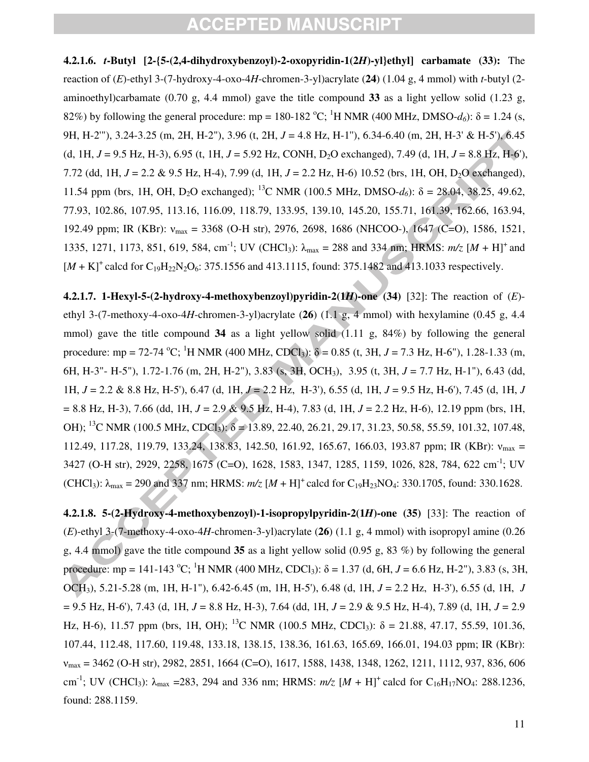**4.2.1.6. *t*-Butyl [2-{5-(2,4-dihydroxybenzoyl)-2-oxopyridin-1(2*H*)-yl}ethyl] carbamate (33):** The reaction of (*E*)-ethyl 3-(7-hydroxy-4-oxo-4*H*-chromen-3-yl)acrylate (**24**) (1.04 g, 4 mmol) with *t*-butyl (2-aminoethyl)carbamate (0.70 g, 4.4 mmol) gave the title compound **33** as a light yellow solid (1.23 g, 82%) by following the general procedure: mp = 180-182 °C; $^1$H NMR (400 MHz, DMSO-$d_6$): δ = 1.24 (s, 9H, H-2'''), 3.24-3.25 (m, 2H, H-2''), 3.96 (t, 2H, *J* = 4.8 Hz, H-1''), 6.34-6.40 (m, 2H, H-3' & H-5'), 6.45 (d, 1H, *J* = 9.5 Hz, H-3), 6.95 (t, 1H, *J* = 5.92 Hz, CONH, $D_2O$ exchanged), 7.49 (d, 1H, *J* = 8.8 Hz, H-6'), 7.72 (dd, 1H, *J* = 2.2 & 9.5 Hz, H-4), 7.99 (d, 1H, *J* = 2.2 Hz, H-6) 10.52 (brs, 1H, OH, $D_2O$ exchanged), 11.54 ppm (brs, 1H, OH, $D_2O$ exchanged); $^{13}$C NMR (100.5 MHz, DMSO-$d_6$): δ = 28.04, 38.25, 49.62, 77.93, 102.86, 107.95, 113.16, 116.09, 118.79, 133.95, 139.10, 145.20, 155.71, 161.39, 162.66, 163.94, 192.49 ppm; IR (KBr): $\nu_{max}$ = 3368 (O-H str), 2976, 2698, 1686 (NHCOO-), 1647 (C=O), 1586, 1521, 1335, 1271, 1173, 851, 619, 584, cm$^{-1}$; UV ($CHCl_3$): $\lambda_{max}$ = 288 and 334 nm; HRMS: *m/z* $[M + H]^+$ and $[M + K]^+$ calcd for $C_{19}H_{22}N_2O_6$: 375.1556 and 413.1115, found: 375.1482 and 413.1033 respectively.

**4.2.1.7. 1-Hexyl-5-(2-hydroxy-4-methoxybenzoyl)pyridin-2(1*H*)-one (34)** [32]: The reaction of (*E*)-ethyl 3-(7-methoxy-4-oxo-4*H*-chromen-3-yl)acrylate (**26**) (1.1 g, 4 mmol) with hexylamine (0.45 g, 4.4 mmol) gave the title compound **34** as a light yellow solid (1.11 g, 84%) by following the general procedure: mp = 72-74 °C; $^1$H NMR (400 MHz, $CDCl_3$): δ = 0.85 (t, 3H, *J* = 7.3 Hz, H-6''), 1.28-1.33 (m, 6H, H-3''- H-5''), 1.72-1.76 (m, 2H, H-2''), 3.83 (s, 3H, $OCH_3$), 3.95 (t, 3H, *J* = 7.7 Hz, H-1''), 6.43 (dd, 1H, *J* = 2.2 & 8.8 Hz, H-5'), 6.47 (d, 1H, *J* = 2.2 Hz, H-3'), 6.55 (d, 1H, *J* = 9.5 Hz, H-6'), 7.45 (d, 1H, *J* = 8.8 Hz, H-3), 7.66 (dd, 1H, *J* = 2.9 & 9.5 Hz, H-4), 7.83 (d, 1H, *J* = 2.2 Hz, H-6), 12.19 ppm (brs, 1H, OH); $^{13}$C NMR (100.5 MHz, $CDCl_3$): δ = 13.89, 22.40, 26.21, 29.17, 31.23, 50.58, 55.59, 101.32, 107.48, 112.49, 117.28, 119.79, 133.24, 138.83, 142.50, 161.92, 165.67, 166.03, 193.87 ppm; IR (KBr): $\nu_{max}$ = 3427 (O-H str), 2929, 2258, 1675 (C=O), 1628, 1583, 1347, 1285, 1159, 1026, 828, 784, 622 cm$^{-1}$; UV ($CHCl_3$): $\lambda_{max}$ = 290 and 337 nm; HRMS: *m/z* $[M + H]^+$ calcd for $C_{19}H_{23}NO_4$: 330.1705, found: 330.1628.

**4.2.1.8. 5-(2-Hydroxy-4-methoxybenzoyl)-1-isopropylpyridin-2(1*H*)-one (35)** [33]: The reaction of (*E*)-ethyl 3-(7-methoxy-4-oxo-4*H*-chromen-3-yl)acrylate (**26**) (1.1 g, 4 mmol) with isopropyl amine (0.26 g, 4.4 mmol) gave the title compound **35** as a light yellow solid (0.95 g, 83 %) by following the general procedure: mp = 141-143 °C; $^1$H NMR (400 MHz, $CDCl_3$): δ = 1.37 (d, 6H, *J* = 6.6 Hz, H-2''), 3.83 (s, 3H, $OCH_3$), 5.21-5.28 (m, 1H, H-1''), 6.42-6.45 (m, 1H, H-5'), 6.48 (d, 1H, *J* = 2.2 Hz, H-3'), 6.55 (d, 1H, *J* = 9.5 Hz, H-6'), 7.43 (d, 1H, *J* = 8.8 Hz, H-3), 7.64 (dd, 1H, *J* = 2.9 & 9.5 Hz, H-4), 7.89 (d, 1H, *J* = 2.9 Hz, H-6), 11.57 ppm (brs, 1H, OH); $^{13}$C NMR (100.5 MHz, $CDCl_3$): δ = 21.88, 47.17, 55.59, 101.36, 107.44, 112.48, 117.60, 119.48, 133.18, 138.15, 138.36, 161.63, 165.69, 166.01, 194.03 ppm; IR (KBr): $\nu_{max}$ = 3462 (O-H str), 2982, 2851, 1664 (C=O), 1617, 1588, 1438, 1348, 1262, 1211, 1112, 937, 836, 606 cm$^{-1}$; UV ($CHCl_3$): $\lambda_{max}$ =283, 294 and 336 nm; HRMS: *m/z* $[M + H]^+$ calcd for $C_{16}H_{17}NO_4$: 288.1236, found: 288.1159.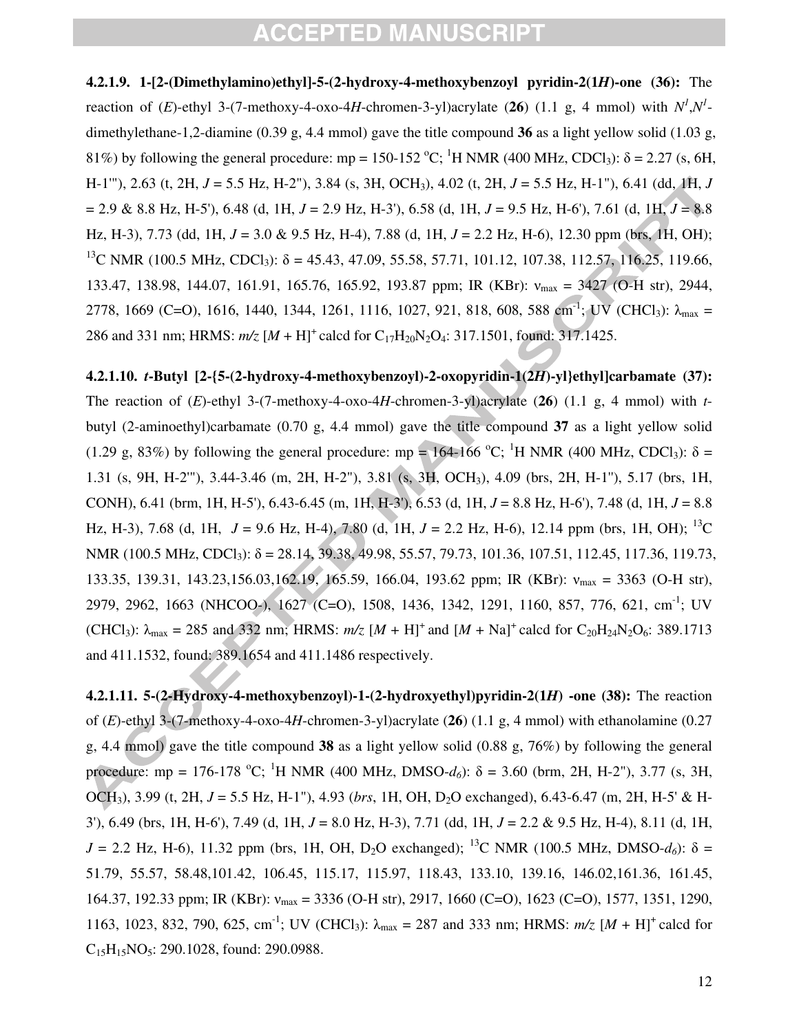**4.2.1.9. 1-[2-(Dimethylamino)ethyl]-5-(2-hydroxy-4-methoxybenzoyl pyridin-2(1*H*)-one (36):** The reaction of (*E*)-ethyl 3-(7-methoxy-4-oxo-4*H*-chromen-3-yl)acrylate (**26**) (1.1 g, 4 mmol) with $N^1$,$N^1$-dimethylethane-1,2-diamine (0.39 g, 4.4 mmol) gave the title compound **36** as a light yellow solid (1.03 g, 81%) by following the general procedure: mp = 150-152 °C; $^1$H NMR (400 MHz, $CDCl_3$): δ = 2.27 (s, 6H, H-1'''), 2.63 (t, 2H, *J* = 5.5 Hz, H-2''), 3.84 (s, 3H, $OCH_3$), 4.02 (t, 2H, *J* = 5.5 Hz, H-1''), 6.41 (dd, 1H, *J* = 2.9 & 8.8 Hz, H-5'), 6.48 (d, 1H, *J* = 2.9 Hz, H-3'), 6.58 (d, 1H, *J* = 9.5 Hz, H-6'), 7.61 (d, 1H, *J* = 8.8 Hz, H-3), 7.73 (dd, 1H, *J* = 3.0 & 9.5 Hz, H-4), 7.88 (d, 1H, *J* = 2.2 Hz, H-6), 12.30 ppm (brs, 1H, OH); $^{13}$C NMR (100.5 MHz, $CDCl_3$): δ = 45.43, 47.09, 55.58, 57.71, 101.12, 107.38, 112.57, 116.25, 119.66, 133.47, 138.98, 144.07, 161.91, 165.76, 165.92, 193.87 ppm; IR (KBr): $\nu_{max}$ = 3427 (O-H str), 2944, 2778, 1669 (C=O), 1616, 1440, 1344, 1261, 1116, 1027, 921, 818, 608, 588 cm$^{-1}$; UV ($CHCl_3$): $\lambda_{max}$ = 286 and 331 nm; HRMS: *m/z* $[M + H]^+$ calcd for $C_{17}H_{20}N_2O_4$: 317.1501, found: 317.1425.

**4.2.1.10. *t*-Butyl [2-{5-(2-hydroxy-4-methoxybenzoyl)-2-oxopyridin-1(2*H*)-yl}ethyl]carbamate (37):** The reaction of (*E*)-ethyl 3-(7-methoxy-4-oxo-4*H*-chromen-3-yl)acrylate (**26**) (1.1 g, 4 mmol) with *t*-butyl (2-aminoethyl)carbamate (0.70 g, 4.4 mmol) gave the title compound **37** as a light yellow solid (1.29 g, 83%) by following the general procedure: mp = 164-166 °C; $^1$H NMR (400 MHz, $CDCl_3$): δ = 1.31 (s, 9H, H-2'''), 3.44-3.46 (m, 2H, H-2''), 3.81 (s, 3H, $OCH_3$), 4.09 (brs, 2H, H-1''), 5.17 (brs, 1H, CONH), 6.41 (brm, 1H, H-5'), 6.43-6.45 (m, 1H, H-3'), 6.53 (d, 1H, *J* = 8.8 Hz, H-6'), 7.48 (d, 1H, *J* = 8.8 Hz, H-3), 7.68 (d, 1H, *J* = 9.6 Hz, H-4), 7.80 (d, 1H, *J* = 2.2 Hz, H-6), 12.14 ppm (brs, 1H, OH); $^{13}$C NMR (100.5 MHz, $CDCl_3$): δ = 28.14, 39.38, 49.98, 55.57, 79.73, 101.36, 107.51, 112.45, 117.36, 119.73, 133.35, 139.31, 143.23,156.03,162.19, 165.59, 166.04, 193.62 ppm; IR (KBr): $\nu_{max}$ = 3363 (O-H str), 2979, 2962, 1663 (NHCOO-), 1627 (C=O), 1508, 1436, 1342, 1291, 1160, 857, 776, 621, cm$^{-1}$; UV ($CHCl_3$): $\lambda_{max}$ = 285 and 332 nm; HRMS: *m/z* $[M + H]^+$ and $[M + Na]^+$ calcd for $C_{20}H_{24}N_2O_6$: 389.1713 and 411.1532, found: 389.1654 and 411.1486 respectively.

**4.2.1.11. 5-(2-Hydroxy-4-methoxybenzoyl)-1-(2-hydroxyethyl)pyridin-2(1*H*) -one (38):** The reaction of (*E*)-ethyl 3-(7-methoxy-4-oxo-4*H*-chromen-3-yl)acrylate (**26**) (1.1 g, 4 mmol) with ethanolamine (0.27 g, 4.4 mmol) gave the title compound **38** as a light yellow solid (0.88 g, 76%) by following the general procedure: mp = 176-178 °C; $^1$H NMR (400 MHz, DMSO-$d_6$): δ = 3.60 (brm, 2H, H-2''), 3.77 (s, 3H, $OCH_3$), 3.99 (t, 2H, *J* = 5.5 Hz, H-1''), 4.93 (*brs*, 1H, OH, $D_2O$ exchanged), 6.43-6.47 (m, 2H, H-5' & H-3'), 6.49 (brs, 1H, H-6'), 7.49 (d, 1H, *J* = 8.0 Hz, H-3), 7.71 (dd, 1H, *J* = 2.2 & 9.5 Hz, H-4), 8.11 (d, 1H, *J* = 2.2 Hz, H-6), 11.32 ppm (brs, 1H, OH, $D_2O$ exchanged); $^{13}$C NMR (100.5 MHz, DMSO-$d_6$): δ = 51.79, 55.57, 58.48,101.42, 106.45, 115.17, 115.97, 118.43, 133.10, 139.16, 146.02,161.36, 161.45, 164.37, 192.33 ppm; IR (KBr): $\nu_{max}$ = 3336 (O-H str), 2917, 1660 (C=O), 1623 (C=O), 1577, 1351, 1290, 1163, 1023, 832, 790, 625, cm$^{-1}$; UV ($CHCl_3$): $\lambda_{max}$ = 287 and 333 nm; HRMS: *m/z* $[M + H]^+$ calcd for $C_{15}H_{15}NO_5$: 290.1028, found: 290.0988.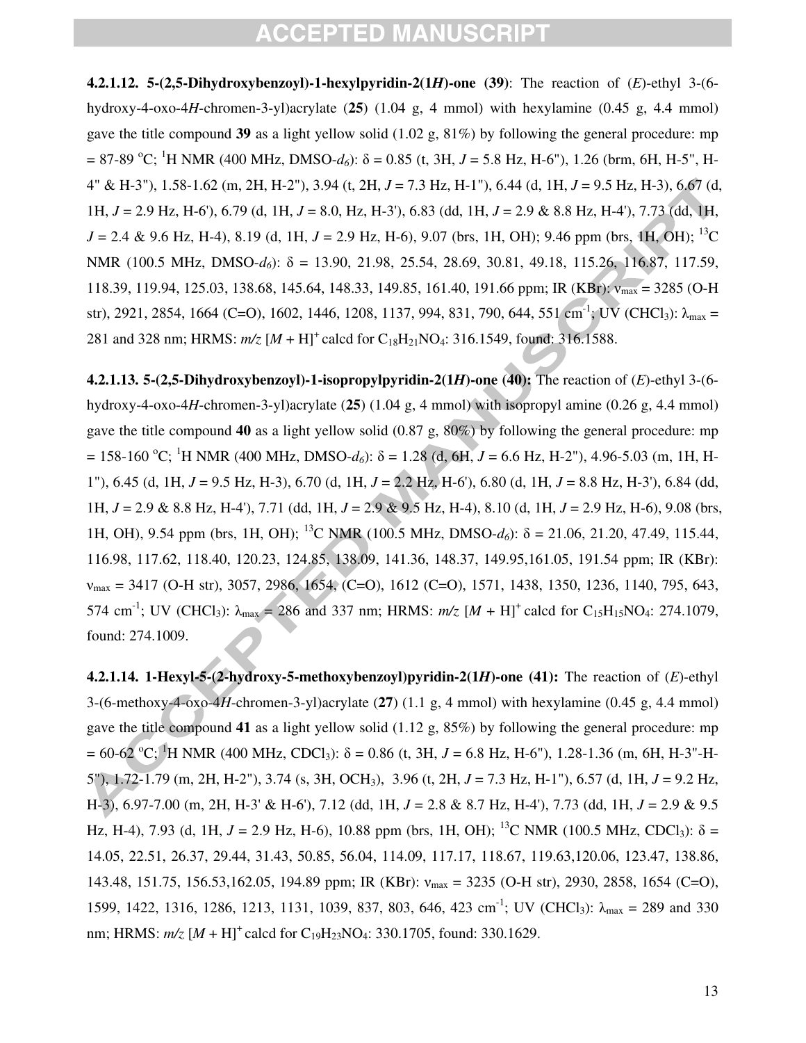**4.2.1.12. 5-(2,5-Dihydroxybenzoyl)-1-hexylpyridin-2(1*H*)-one (39)**: The reaction of (*E*)-ethyl 3-(6-hydroxy-4-oxo-4*H*-chromen-3-yl)acrylate (**25**) (1.04 g, 4 mmol) with hexylamine (0.45 g, 4.4 mmol) gave the title compound **39** as a light yellow solid (1.02 g, 81%) by following the general procedure: mp = 87-89 °C; $^{1}$H NMR (400 MHz, DMSO-$d_6$): δ = 0.85 (t, 3H, *J* = 5.8 Hz, H-6"), 1.26 (brm, 6H, H-5", H-4" & H-3"), 1.58-1.62 (m, 2H, H-2"), 3.94 (t, 2H, *J* = 7.3 Hz, H-1"), 6.44 (d, 1H, *J* = 9.5 Hz, H-3), 6.67 (d, 1H, *J* = 2.9 Hz, H-6'), 6.79 (d, 1H, *J* = 8.0, Hz, H-3'), 6.83 (dd, 1H, *J* = 2.9 & 8.8 Hz, H-4'), 7.73 (dd, 1H, *J* = 2.4 & 9.6 Hz, H-4), 8.19 (d, 1H, *J* = 2.9 Hz, H-6), 9.07 (brs, 1H, OH); 9.46 ppm (brs, 1H, OH); $^{13}$C NMR (100.5 MHz, DMSO-$d_6$): δ = 13.90, 21.98, 25.54, 28.69, 30.81, 49.18, 115.26, 116.87, 117.59, 118.39, 119.94, 125.03, 138.68, 145.64, 148.33, 149.85, 161.40, 191.66 ppm; IR (KBr): $\nu_{max}$ = 3285 (O-H str), 2921, 2854, 1664 (C=O), 1602, 1446, 1208, 1137, 994, 831, 790, 644, 551 cm$^{-1}$; UV (CHCl$_3$): $\lambda_{max}$ = 281 and 328 nm; HRMS: *m/z* [*M* + H]$^+$ calcd for $C_{18}H_{21}NO_4$: 316.1549, found: 316.1588.

**4.2.1.13. 5-(2,5-Dihydroxybenzoyl)-1-isopropylpyridin-2(1*H*)-one (40):** The reaction of (*E*)-ethyl 3-(6-hydroxy-4-oxo-4*H*-chromen-3-yl)acrylate (**25**) (1.04 g, 4 mmol) with isopropyl amine (0.26 g, 4.4 mmol) gave the title compound **40** as a light yellow solid (0.87 g, 80%) by following the general procedure: mp = 158-160 °C; $^{1}$H NMR (400 MHz, DMSO-$d_6$): δ = 1.28 (d, 6H, *J* = 6.6 Hz, H-2"), 4.96-5.03 (m, 1H, H-1"), 6.45 (d, 1H, *J* = 9.5 Hz, H-3), 6.70 (d, 1H, *J* = 2.2 Hz, H-6'), 6.80 (d, 1H, *J* = 8.8 Hz, H-3'), 6.84 (dd, 1H, *J* = 2.9 & 8.8 Hz, H-4'), 7.71 (dd, 1H, *J* = 2.9 & 9.5 Hz, H-4), 8.10 (d, 1H, *J* = 2.9 Hz, H-6), 9.08 (brs, 1H, OH), 9.54 ppm (brs, 1H, OH); $^{13}$C NMR (100.5 MHz, DMSO-$d_6$): δ = 21.06, 21.20, 47.49, 115.44, 116.98, 117.62, 118.40, 120.23, 124.85, 138.09, 141.36, 148.37, 149.95,161.05, 191.54 ppm; IR (KBr): $\nu_{max}$ = 3417 (O-H str), 3057, 2986, 1654, (C=O), 1612 (C=O), 1571, 1438, 1350, 1236, 1140, 795, 643, 574 cm$^{-1}$; UV (CHCl$_3$): $\lambda_{max}$ = 286 and 337 nm; HRMS: *m/z* [*M* + H]$^+$ calcd for $C_{15}H_{15}NO_4$: 274.1079, found: 274.1009.

**4.2.1.14. 1-Hexyl-5-(2-hydroxy-5-methoxybenzoyl)pyridin-2(1*H*)-one (41):** The reaction of (*E*)-ethyl 3-(6-methoxy-4-oxo-4*H*-chromen-3-yl)acrylate (**27**) (1.1 g, 4 mmol) with hexylamine (0.45 g, 4.4 mmol) gave the title compound **41** as a light yellow solid (1.12 g, 85%) by following the general procedure: mp = 60-62 °C; $^{1}$H NMR (400 MHz, CDCl$_3$): δ = 0.86 (t, 3H, *J* = 6.8 Hz, H-6"), 1.28-1.36 (m, 6H, H-3"-H-5"), 1.72-1.79 (m, 2H, H-2"), 3.74 (s, 3H, OCH$_3$), 3.96 (t, 2H, *J* = 7.3 Hz, H-1"), 6.57 (d, 1H, *J* = 9.2 Hz, H-3), 6.97-7.00 (m, 2H, H-3' & H-6'), 7.12 (dd, 1H, *J* = 2.8 & 8.7 Hz, H-4'), 7.73 (dd, 1H, *J* = 2.9 & 9.5 Hz, H-4), 7.93 (d, 1H, *J* = 2.9 Hz, H-6), 10.88 ppm (brs, 1H, OH); $^{13}$C NMR (100.5 MHz, CDCl$_3$): δ = 14.05, 22.51, 26.37, 29.44, 31.43, 50.85, 56.04, 114.09, 117.17, 118.67, 119.63,120.06, 123.47, 138.86, 143.48, 151.75, 156.53,162.05, 194.89 ppm; IR (KBr): $\nu_{max}$ = 3235 (O-H str), 2930, 2858, 1654 (C=O), 1599, 1422, 1316, 1286, 1213, 1131, 1039, 837, 803, 646, 423 cm$^{-1}$; UV (CHCl$_3$): $\lambda_{max}$ = 289 and 330 nm; HRMS: *m/z* [*M* + H]$^+$ calcd for $C_{19}H_{23}NO_4$: 330.1705, found: 330.1629.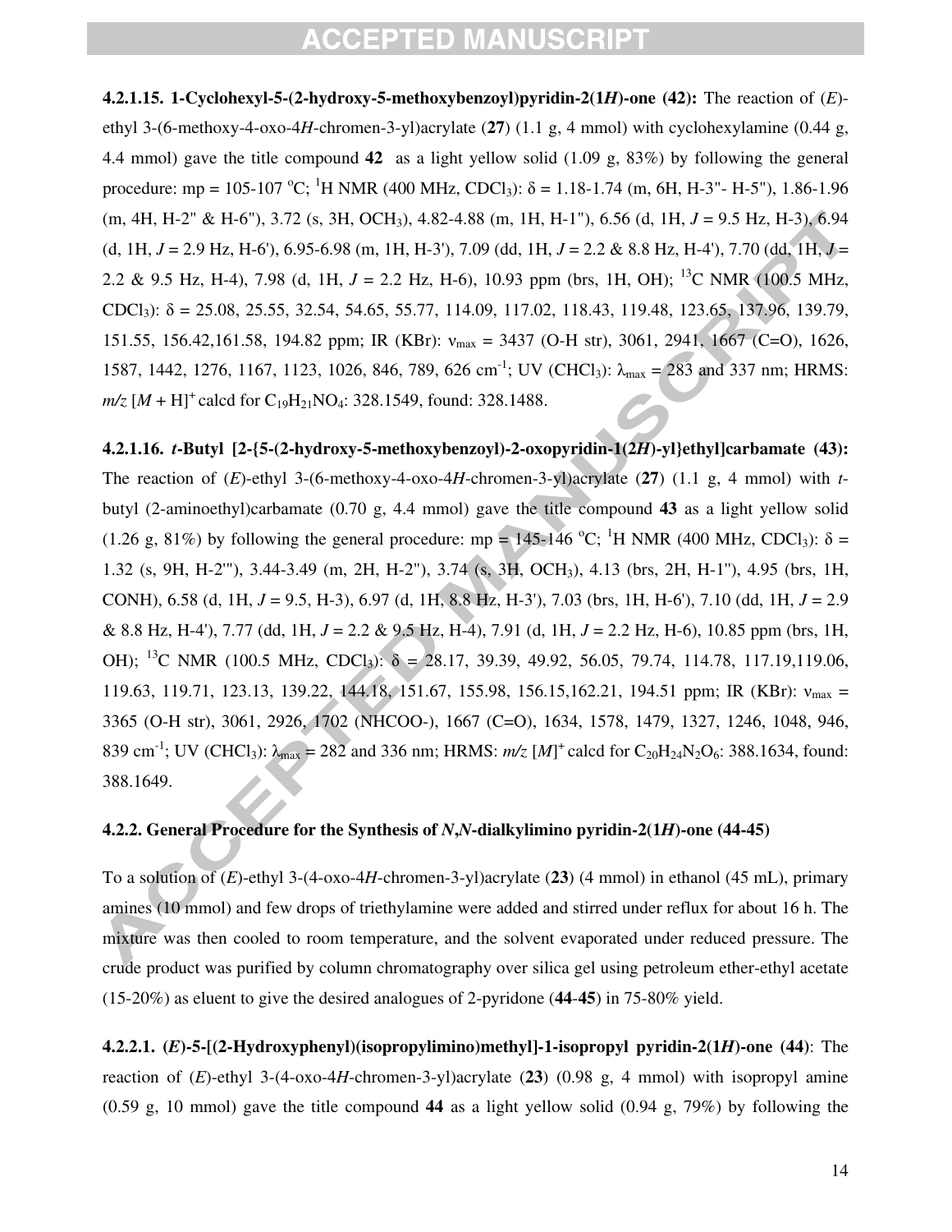**4.2.1.15. 1-Cyclohexyl-5-(2-hydroxy-5-methoxybenzoyl)pyridin-2(1*H*)-one (42):** The reaction of (*E*)-ethyl 3-(6-methoxy-4-oxo-4*H*-chromen-3-yl)acrylate (**27**) (1.1 g, 4 mmol) with cyclohexylamine (0.44 g, 4.4 mmol) gave the title compound **42** as a light yellow solid (1.09 g, 83%) by following the general procedure: mp = 105-107 °C; $^{1}$H NMR (400 MHz, $CDCl_3$): δ = 1.18-1.74 (m, 6H, H-3"- H-5"), 1.86-1.96 (m, 4H, H-2" & H-6"), 3.72 (s, 3H, $OCH_3$), 4.82-4.88 (m, 1H, H-1"), 6.56 (d, 1H, *J* = 9.5 Hz, H-3), 6.94 (d, 1H, *J* = 2.9 Hz, H-6'), 6.95-6.98 (m, 1H, H-3'), 7.09 (dd, 1H, *J* = 2.2 & 8.8 Hz, H-4'), 7.70 (dd, 1H, *J* = 2.2 & 9.5 Hz, H-4), 7.98 (d, 1H, *J* = 2.2 Hz, H-6), 10.93 ppm (brs, 1H, OH); $^{13}$C NMR (100.5 MHz, $CDCl_3$): δ = 25.08, 25.55, 32.54, 54.65, 55.77, 114.09, 117.02, 118.43, 119.48, 123.65, 137.96, 139.79, 151.55, 156.42,161.58, 194.82 ppm; IR (KBr): $\nu_{max}$ = 3437 (O-H str), 3061, 2941, 1667 (C=O), 1626, 1587, 1442, 1276, 1167, 1123, 1026, 846, 789, 626 cm$^{-1}$; UV ($CHCl_3$): $\lambda_{max}$ = 283 and 337 nm; HRMS: *m/z* $[M + H]^+$ calcd for $C_{19}H_{21}NO_4$: 328.1549, found: 328.1488.

**4.2.1.16. *t*-Butyl [2-{5-(2-hydroxy-5-methoxybenzoyl)-2-oxopyridin-1(2*H*)-yl}ethyl]carbamate (43):** The reaction of (*E*)-ethyl 3-(6-methoxy-4-oxo-4*H*-chromen-3-yl)acrylate (**27**) (1.1 g, 4 mmol) with *t*-butyl (2-aminoethyl)carbamate (0.70 g, 4.4 mmol) gave the title compound **43** as a light yellow solid (1.26 g, 81%) by following the general procedure: mp = 145-146 °C; $^{1}$H NMR (400 MHz, $CDCl_3$): δ = 1.32 (s, 9H, H-2'''), 3.44-3.49 (m, 2H, H-2"), 3.74 (s, 3H, $OCH_3$), 4.13 (brs, 2H, H-1"), 4.95 (brs, 1H, CONH), 6.58 (d, 1H, *J* = 9.5, H-3), 6.97 (d, 1H, 8.8 Hz, H-3'), 7.03 (brs, 1H, H-6'), 7.10 (dd, 1H, *J* = 2.9 & 8.8 Hz, H-4'), 7.77 (dd, 1H, *J* = 2.2 & 9.5 Hz, H-4), 7.91 (d, 1H, *J* = 2.2 Hz, H-6), 10.85 ppm (brs, 1H, OH); $^{13}$C NMR (100.5 MHz, $CDCl_3$): δ = 28.17, 39.39, 49.92, 56.05, 79.74, 114.78, 117.19,119.06, 119.63, 119.71, 123.13, 139.22, 144.18, 151.67, 155.98, 156.15,162.21, 194.51 ppm; IR (KBr): $\nu_{max}$ = 3365 (O-H str), 3061, 2926, 1702 (NHCOO-), 1667 (C=O), 1634, 1578, 1479, 1327, 1246, 1048, 946, 839 cm$^{-1}$; UV ($CHCl_3$): $\lambda_{max}$ = 282 and 336 nm; HRMS: *m/z* $[M]^+$ calcd for $C_{20}H_{24}N_2O_6$: 388.1634, found: 388.1649.

### 4.2.2. General Procedure for the Synthesis of *N*,*N*-dialkylimino pyridin-2(1*H*)-one (44-45)

To a solution of (*E*)-ethyl 3-(4-oxo-4*H*-chromen-3-yl)acrylate (**23**) (4 mmol) in ethanol (45 mL), primary amines (10 mmol) and few drops of triethylamine were added and stirred under reflux for about 16 h. The mixture was then cooled to room temperature, and the solvent evaporated under reduced pressure. The crude product was purified by column chromatography over silica gel using petroleum ether-ethyl acetate (15-20%) as eluent to give the desired analogues of 2-pyridone (**44**-**45**) in 75-80% yield.

**4.2.2.1. (*E*)-5-[(2-Hydroxyphenyl)(isopropylimino)methyl]-1-isopropyl pyridin-2(1*H*)-one (44)**: The reaction of (*E*)-ethyl 3-(4-oxo-4*H*-chromen-3-yl)acrylate (**23**) (0.98 g, 4 mmol) with isopropyl amine (0.59 g, 10 mmol) gave the title compound **44** as a light yellow solid (0.94 g, 79%) by following the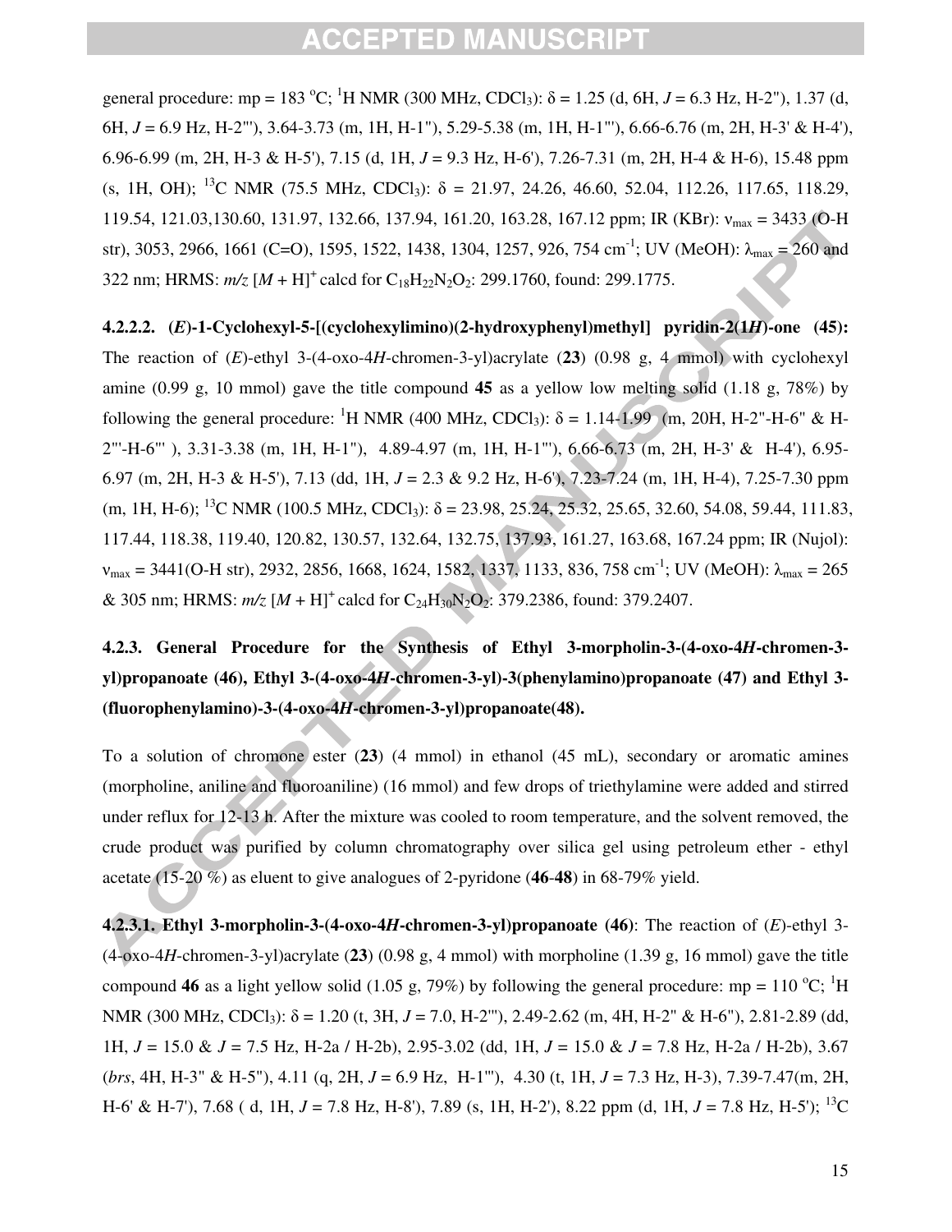general procedure: mp = 183 °C; $^1$H NMR (300 MHz, CDCl$_3$): δ = 1.25 (d, 6H, *J* = 6.3 Hz, H-2''), 1.37 (d, 6H, *J* = 6.9 Hz, H-2'''), 3.64-3.73 (m, 1H, H-1''), 5.29-5.38 (m, 1H, H-1'''), 6.66-6.76 (m, 2H, H-3' & H-4'), 6.96-6.99 (m, 2H, H-3 & H-5'), 7.15 (d, 1H, *J* = 9.3 Hz, H-6'), 7.26-7.31 (m, 2H, H-4 & H-6), 15.48 ppm (s, 1H, OH); $^{13}$C NMR (75.5 MHz, CDCl$_3$): δ = 21.97, 24.26, 46.60, 52.04, 112.26, 117.65, 118.29, 119.54, 121.03,130.60, 131.97, 132.66, 137.94, 161.20, 163.28, 167.12 ppm; IR (KBr): $\nu_{max}$ = 3433 (O-H str), 3053, 2966, 1661 (C=O), 1595, 1522, 1438, 1304, 1257, 926, 754 cm$^{-1}$; UV (MeOH): $\lambda_{max}$ = 260 and 322 nm; HRMS: *m/z* [*M* + H]$^+$ calcd for $C_{18}H_{22}N_2O_2$: 299.1760, found: 299.1775.

**4.2.2.2. (*E*)-1-Cyclohexyl-5-[(cyclohexylimino)(2-hydroxyphenyl)methyl] pyridin-2(1*H*)-one (45):** The reaction of (*E*)-ethyl 3-(4-oxo-4*H*-chromen-3-yl)acrylate (**23**) (0.98 g, 4 mmol) with cyclohexyl amine (0.99 g, 10 mmol) gave the title compound **45** as a yellow low melting solid (1.18 g, 78%) by following the general procedure: $^1$H NMR (400 MHz, CDCl$_3$): δ = 1.14-1.99 (m, 20H, H-2''-H-6'' & H-2'''-H-6''' ), 3.31-3.38 (m, 1H, H-1''), 4.89-4.97 (m, 1H, H-1'''), 6.66-6.73 (m, 2H, H-3' & H-4'), 6.95-6.97 (m, 2H, H-3 & H-5'), 7.13 (dd, 1H, *J* = 2.3 & 9.2 Hz, H-6'), 7.23-7.24 (m, 1H, H-4), 7.25-7.30 ppm (m, 1H, H-6); $^{13}$C NMR (100.5 MHz, CDCl$_3$): δ = 23.98, 25.24, 25.32, 25.65, 32.60, 54.08, 59.44, 111.83, 117.44, 118.38, 119.40, 120.82, 130.57, 132.64, 132.75, 137.93, 161.27, 163.68, 167.24 ppm; IR (Nujol): $\nu_{max}$ = 3441(O-H str), 2932, 2856, 1668, 1624, 1582, 1337, 1133, 836, 758 cm$^{-1}$; UV (MeOH): $\lambda_{max}$ = 265 & 305 nm; HRMS: *m/z* [*M* + H]$^+$ calcd for $C_{24}H_{30}N_2O_2$: 379.2386, found: 379.2407.

### 4.2.3. General Procedure for the Synthesis of Ethyl 3-morpholin-3-(4-oxo-4*H*-chromen-3-yl)propanoate (46), Ethyl 3-(4-oxo-4*H*-chromen-3-yl)-3(phenylamino)propanoate (47) and Ethyl 3-(fluorophenylamino)-3-(4-oxo-4*H*-chromen-3-yl)propanoate(48).

To a solution of chromone ester (**23**) (4 mmol) in ethanol (45 mL), secondary or aromatic amines (morpholine, aniline and fluoroaniline) (16 mmol) and few drops of triethylamine were added and stirred under reflux for 12-13 h. After the mixture was cooled to room temperature, and the solvent removed, the crude product was purified by column chromatography over silica gel using petroleum ether - ethyl acetate (15-20 %) as eluent to give analogues of 2-pyridone (**46**-**48**) in 68-79% yield.

**4.2.3.1. Ethyl 3-morpholin-3-(4-oxo-4*H*-chromen-3-yl)propanoate (46)**: The reaction of (*E*)-ethyl 3-(4-oxo-4*H*-chromen-3-yl)acrylate (**23**) (0.98 g, 4 mmol) with morpholine (1.39 g, 16 mmol) gave the title compound **46** as a light yellow solid (1.05 g, 79%) by following the general procedure: mp = 110 °C; $^1$H NMR (300 MHz, CDCl$_3$): δ = 1.20 (t, 3H, *J* = 7.0, H-2'''), 2.49-2.62 (m, 4H, H-2'' & H-6''), 2.81-2.89 (dd, 1H, *J* = 15.0 & *J* = 7.5 Hz, H-2a / H-2b), 2.95-3.02 (dd, 1H, *J* = 15.0 & *J* = 7.8 Hz, H-2a / H-2b), 3.67 (*brs*, 4H, H-3'' & H-5''), 4.11 (q, 2H, *J* = 6.9 Hz, H-1'''), 4.30 (t, 1H, *J* = 7.3 Hz, H-3), 7.39-7.47(m, 2H, H-6' & H-7'), 7.68 ( d, 1H, *J* = 7.8 Hz, H-8'), 7.89 (s, 1H, H-2'), 8.22 ppm (d, 1H, *J* = 7.8 Hz, H-5'); $^{13}$C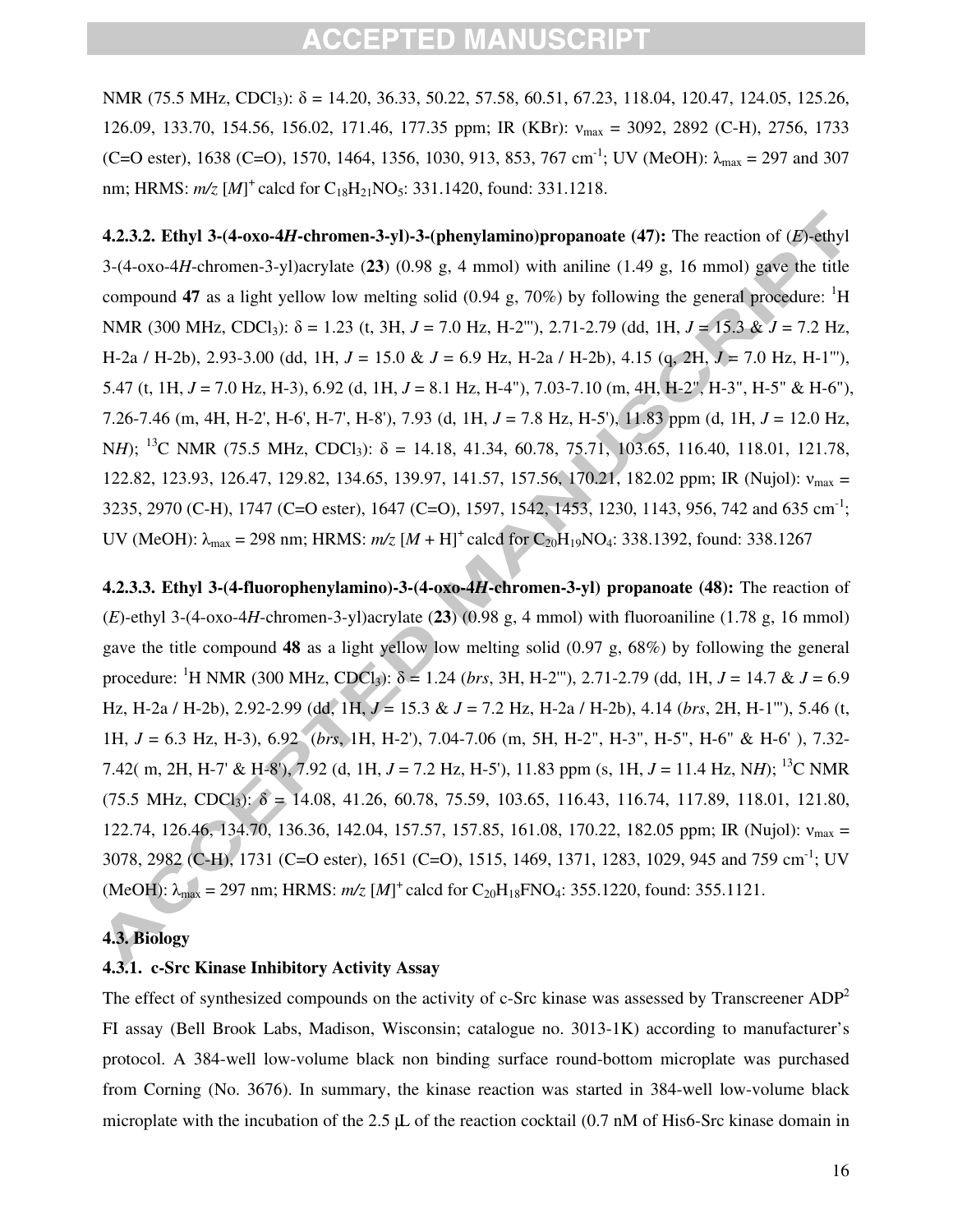NMR (75.5 MHz, $CDCl_3$): δ = 14.20, 36.33, 50.22, 57.58, 60.51, 67.23, 118.04, 120.47, 124.05, 125.26, 126.09, 133.70, 154.56, 156.02, 171.46, 177.35 ppm; IR (KBr): $\nu_{max}$ = 3092, 2892 (C-H), 2756, 1733 (C=O ester), 1638 (C=O), 1570, 1464, 1356, 1030, 913, 853, 767 $cm^{-1}$; UV (MeOH): $\lambda_{max}$ = 297 and 307 nm; HRMS: *m/z* $[M]^+$ calcd for $C_{18}H_{21}NO_5$: 331.1420, found: 331.1218.

**4.2.3.2. Ethyl 3-(4-oxo-4*H*-chromen-3-yl)-3-(phenylamino)propanoate (47):** The reaction of (*E*)-ethyl 3-(4-oxo-4*H*-chromen-3-yl)acrylate (**23**) (0.98 g, 4 mmol) with aniline (1.49 g, 16 mmol) gave the title compound **47** as a light yellow low melting solid (0.94 g, 70%) by following the general procedure: $^1H$ NMR (300 MHz, $CDCl_3$): δ = 1.23 (t, 3H, *J* = 7.0 Hz, H-2'''), 2.71-2.79 (dd, 1H, *J* = 15.3 & *J* = 7.2 Hz, H-2a / H-2b), 2.93-3.00 (dd, 1H, *J* = 15.0 & *J* = 6.9 Hz, H-2a / H-2b), 4.15 (q, 2H, *J* = 7.0 Hz, H-1'''), 5.47 (t, 1H, *J* = 7.0 Hz, H-3), 6.92 (d, 1H, *J* = 8.1 Hz, H-4''), 7.03-7.10 (m, 4H, H-2'', H-3'', H-5'' & H-6''), 7.26-7.46 (m, 4H, H-2', H-6', H-7', H-8'), 7.93 (d, 1H, *J* = 7.8 Hz, H-5'), 11.83 ppm (d, 1H, *J* = 12.0 Hz, N*H*); $^{13}C$ NMR (75.5 MHz, $CDCl_3$): δ = 14.18, 41.34, 60.78, 75.71, 103.65, 116.40, 118.01, 121.78, 122.82, 123.93, 126.47, 129.82, 134.65, 139.97, 141.57, 157.56, 170.21, 182.02 ppm; IR (Nujol): $\nu_{max}$ = 3235, 2970 (C-H), 1747 (C=O ester), 1647 (C=O), 1597, 1542, 1453, 1230, 1143, 956, 742 and 635 $cm^{-1}$; UV (MeOH): $\lambda_{max}$ = 298 nm; HRMS: *m/z* $[M + H]^+$ calcd for $C_{20}H_{19}NO_4$: 338.1392, found: 338.1267

**4.2.3.3. Ethyl 3-(4-fluorophenylamino)-3-(4-oxo-4*H*-chromen-3-yl) propanoate (48):** The reaction of (*E*)-ethyl 3-(4-oxo-4*H*-chromen-3-yl)acrylate (**23**) (0.98 g, 4 mmol) with fluoroaniline (1.78 g, 16 mmol) gave the title compound **48** as a light yellow low melting solid (0.97 g, 68%) by following the general procedure: $^1H$ NMR (300 MHz, $CDCl_3$): δ = 1.24 (*brs*, 3H, H-2'''), 2.71-2.79 (dd, 1H, *J* = 14.7 & *J* = 6.9 Hz, H-2a / H-2b), 2.92-2.99 (dd, 1H, *J* = 15.3 & *J* = 7.2 Hz, H-2a / H-2b), 4.14 (*brs*, 2H, H-1'''), 5.46 (t, 1H, *J* = 6.3 Hz, H-3), 6.92 (*brs*, 1H, H-2'), 7.04-7.06 (m, 5H, H-2'', H-3'', H-5'', H-6'' & H-6' ), 7.32-7.42( m, 2H, H-7' & H-8'), 7.92 (d, 1H, *J* = 7.2 Hz, H-5'), 11.83 ppm (s, 1H, *J* = 11.4 Hz, N*H*); $^{13}C$ NMR (75.5 MHz, $CDCl_3$): δ = 14.08, 41.26, 60.78, 75.59, 103.65, 116.43, 116.74, 117.89, 118.01, 121.80, 122.74, 126.46, 134.70, 136.36, 142.04, 157.57, 157.85, 161.08, 170.22, 182.05 ppm; IR (Nujol): $\nu_{max}$ = 3078, 2982 (C-H), 1731 (C=O ester), 1651 (C=O), 1515, 1469, 1371, 1283, 1029, 945 and 759 $cm^{-1}$; UV (MeOH): $\lambda_{max}$ = 297 nm; HRMS: *m/z* $[M]^+$ calcd for $C_{20}H_{18}FNO_4$: 355.1220, found: 355.1121.

## 4.3. Biology

### 4.3.1. c-Src Kinase Inhibitory Activity Assay

The effect of synthesized compounds on the activity of c-Src kinase was assessed by Transcreener $ADP^2$ FI assay (Bell Brook Labs, Madison, Wisconsin; catalogue no. 3013-1K) according to manufacturer's protocol. A 384-well low-volume black non binding surface round-bottom microplate was purchased from Corning (No. 3676). In summary, the kinase reaction was started in 384-well low-volume black microplate with the incubation of the 2.5 µL of the reaction cocktail (0.7 nM of His6-Src kinase domain in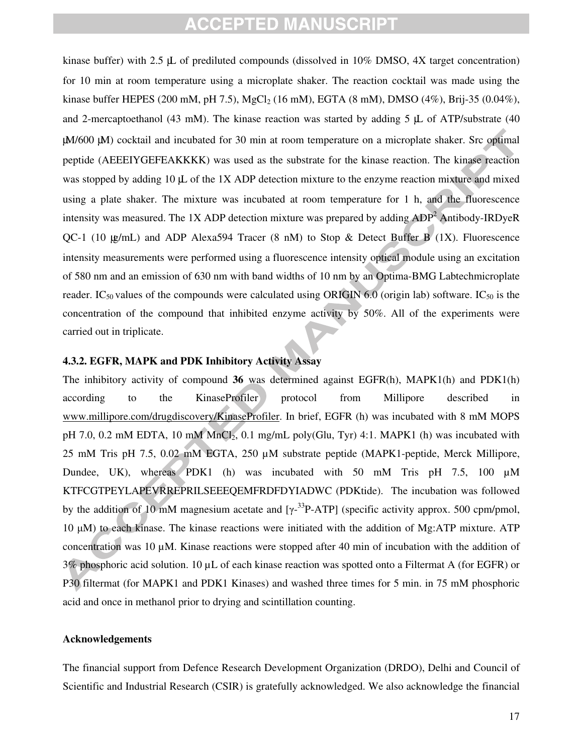kinase buffer) with 2.5 µL of prediluted compounds (dissolved in 10% DMSO, 4X target concentration) for 10 min at room temperature using a microplate shaker. The reaction cocktail was made using the kinase buffer HEPES (200 mM, pH 7.5), $MgCl_2$ (16 mM), EGTA (8 mM), DMSO (4%), Brij-35 (0.04%), and 2-mercaptoethanol (43 mM). The kinase reaction was started by adding 5 µL of ATP/substrate (40 µM/600 µM) cocktail and incubated for 30 min at room temperature on a microplate shaker. Src optimal peptide (AEEEIYGEFEAKKKK) was used as the substrate for the kinase reaction. The kinase reaction was stopped by adding 10 µL of the 1X ADP detection mixture to the enzyme reaction mixture and mixed using a plate shaker. The mixture was incubated at room temperature for 1 h, and the fluorescence intensity was measured. The 1X ADP detection mixture was prepared by adding $ADP^2$ Antibody-IRDyeR QC-1 (10 µg/mL) and ADP Alexa594 Tracer (8 nM) to Stop & Detect Buffer B (1X). Fluorescence intensity measurements were performed using a fluorescence intensity optical module using an excitation of 580 nm and an emission of 630 nm with band widths of 10 nm by an Optima-BMG Labtechmicroplate reader. $IC_{50}$ values of the compounds were calculated using ORIGIN 6.0 (origin lab) software. $IC_{50}$ is the concentration of the compound that inhibited enzyme activity by 50%. All of the experiments were carried out in triplicate.

#### 4.3.2. EGFR, MAPK and PDK Inhibitory Activity Assay

The inhibitory activity of compound **36** was determined against EGFR(h), MAPK1(h) and PDK1(h) according to the KinaseProfiler protocol from Millipore described in www.millipore.com/drugdiscovery/KinaseProfiler. In brief, EGFR (h) was incubated with 8 mM MOPS pH 7.0, 0.2 mM EDTA, 10 mM $MnCl_2$, 0.1 mg/mL poly(Glu, Tyr) 4:1. MAPK1 (h) was incubated with 25 mM Tris pH 7.5, 0.02 mM EGTA, 250 µM substrate peptide (MAPK1-peptide, Merck Millipore, Dundee, UK), whereas PDK1 (h) was incubated with 50 mM Tris pH 7.5, 100 µM KTFCGTPEYLAPEVRREPRILSEEEQEMFRDFDYIADWC (PDKtide). The incubation was followed by the addition of 10 mM magnesium acetate and [$\gamma$-$^{33}$P-ATP] (specific activity approx. 500 cpm/pmol, 10 µM) to each kinase. The kinase reactions were initiated with the addition of Mg:ATP mixture. ATP concentration was 10 µM. Kinase reactions were stopped after 40 min of incubation with the addition of 3% phosphoric acid solution. 10 µL of each kinase reaction was spotted onto a Filtermat A (for EGFR) or P30 filtermat (for MAPK1 and PDK1 Kinases) and washed three times for 5 min. in 75 mM phosphoric acid and once in methanol prior to drying and scintillation counting.

#### Acknowledgements

The financial support from Defence Research Development Organization (DRDO), Delhi and Council of Scientific and Industrial Research (CSIR) is gratefully acknowledged. We also acknowledge the financial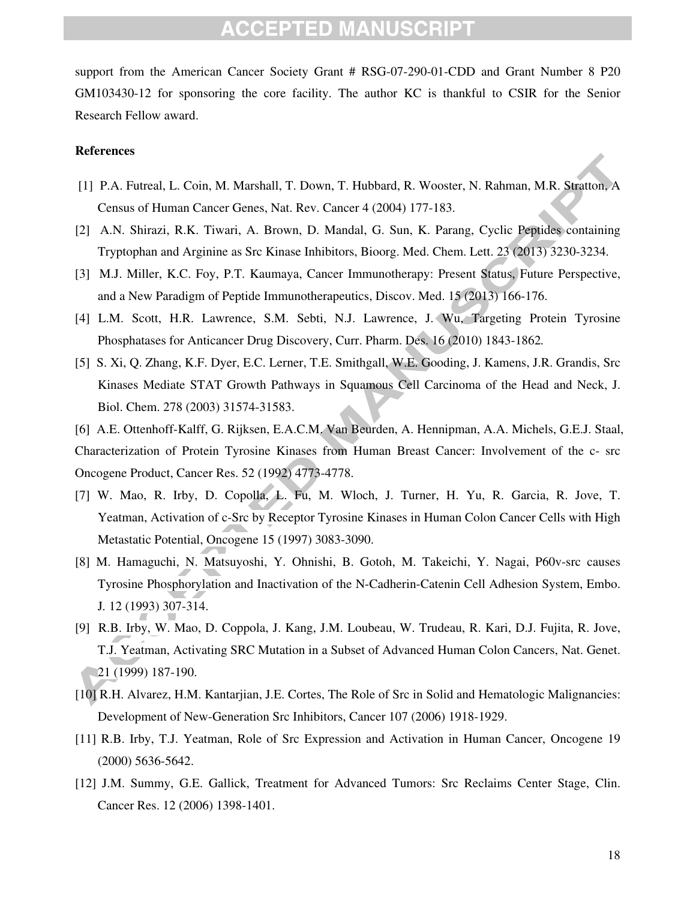support from the American Cancer Society Grant # RSG-07-290-01-CDD and Grant Number 8 P20 GM103430-12 for sponsoring the core facility. The author KC is thankful to CSIR for the Senior Research Fellow award.

**References**

[1] P.A. Futreal, L. Coin, M. Marshall, T. Down, T. Hubbard, R. Wooster, N. Rahman, M.R. Stratton, A Census of Human Cancer Genes, Nat. Rev. Cancer 4 (2004) 177-183.

[2] A.N. Shirazi, R.K. Tiwari, A. Brown, D. Mandal, G. Sun, K. Parang, Cyclic Peptides containing Tryptophan and Arginine as Src Kinase Inhibitors, Bioorg. Med. Chem. Lett. 23 (2013) 3230-3234.

[3] M.J. Miller, K.C. Foy, P.T. Kaumaya, Cancer Immunotherapy: Present Status, Future Perspective, and a New Paradigm of Peptide Immunotherapeutics, Discov. Med. 15 (2013) 166-176.

[4] L.M. Scott, H.R. Lawrence, S.M. Sebti, N.J. Lawrence, J. Wu, Targeting Protein Tyrosine Phosphatases for Anticancer Drug Discovery, Curr. Pharm. Des. 16 (2010) 1843-1862.

[5] S. Xi, Q. Zhang, K.F. Dyer, E.C. Lerner, T.E. Smithgall, W.E. Gooding, J. Kamens, J.R. Grandis, Src Kinases Mediate STAT Growth Pathways in Squamous Cell Carcinoma of the Head and Neck, J. Biol. Chem. 278 (2003) 31574-31583.

[6] A.E. Ottenhoff-Kalff, G. Rijksen, E.A.C.M. Van Beurden, A. Hennipman, A.A. Michels, G.E.J. Staal, Characterization of Protein Tyrosine Kinases from Human Breast Cancer: Involvement of the c- src Oncogene Product, Cancer Res. 52 (1992) 4773-4778.

[7] W. Mao, R. Irby, D. Copolla, L. Fu, M. Wloch, J. Turner, H. Yu, R. Garcia, R. Jove, T. Yeatman, Activation of c-Src by Receptor Tyrosine Kinases in Human Colon Cancer Cells with High Metastatic Potential, Oncogene 15 (1997) 3083-3090.

[8] M. Hamaguchi, N. Matsuyoshi, Y. Ohnishi, B. Gotoh, M. Takeichi, Y. Nagai, P60v-src causes Tyrosine Phosphorylation and Inactivation of the N-Cadherin-Catenin Cell Adhesion System, Embo. J. 12 (1993) 307-314.

[9] R.B. Irby, W. Mao, D. Coppola, J. Kang, J.M. Loubeau, W. Trudeau, R. Kari, D.J. Fujita, R. Jove, T.J. Yeatman, Activating SRC Mutation in a Subset of Advanced Human Colon Cancers, Nat. Genet. 21 (1999) 187-190.

[10] R.H. Alvarez, H.M. Kantarjian, J.E. Cortes, The Role of Src in Solid and Hematologic Malignancies: Development of New-Generation Src Inhibitors, Cancer 107 (2006) 1918-1929.

[11] R.B. Irby, T.J. Yeatman, Role of Src Expression and Activation in Human Cancer, Oncogene 19 (2000) 5636-5642.

[12] J.M. Summy, G.E. Gallick, Treatment for Advanced Tumors: Src Reclaims Center Stage, Clin. Cancer Res. 12 (2006) 1398-1401.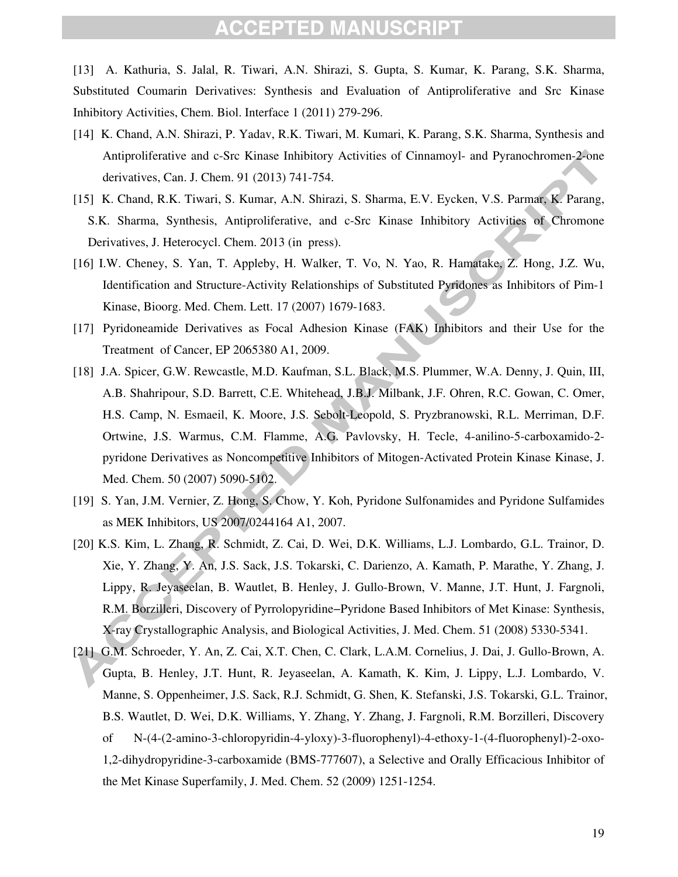[13] A. Kathuria, S. Jalal, R. Tiwari, A.N. Shirazi, S. Gupta, S. Kumar, K. Parang, S.K. Sharma, Substituted Coumarin Derivatives: Synthesis and Evaluation of Antiproliferative and Src Kinase Inhibitory Activities, Chem. Biol. Interface 1 (2011) 279-296.

[14] K. Chand, A.N. Shirazi, P. Yadav, R.K. Tiwari, M. Kumari, K. Parang, S.K. Sharma, Synthesis and Antiproliferative and c-Src Kinase Inhibitory Activities of Cinnamoyl- and Pyranochromen-2-one derivatives, Can. J. Chem. 91 (2013) 741-754.

[15] K. Chand, R.K. Tiwari, S. Kumar, A.N. Shirazi, S. Sharma, E.V. Eycken, V.S. Parmar, K. Parang, S.K. Sharma, Synthesis, Antiproliferative, and c-Src Kinase Inhibitory Activities of Chromone Derivatives, J. Heterocycl. Chem. 2013 (in press).

[16] I.W. Cheney, S. Yan, T. Appleby, H. Walker, T. Vo, N. Yao, R. Hamatake, Z. Hong, J.Z. Wu, Identification and Structure-Activity Relationships of Substituted Pyridones as Inhibitors of Pim-1 Kinase, Bioorg. Med. Chem. Lett. 17 (2007) 1679-1683.

[17] Pyridoneamide Derivatives as Focal Adhesion Kinase (FAK) Inhibitors and their Use for the Treatment of Cancer, EP 2065380 A1, 2009.

[18] J.A. Spicer, G.W. Rewcastle, M.D. Kaufman, S.L. Black, M.S. Plummer, W.A. Denny, J. Quin, III, A.B. Shahripour, S.D. Barrett, C.E. Whitehead, J.B.J. Milbank, J.F. Ohren, R.C. Gowan, C. Omer, H.S. Camp, N. Esmaeil, K. Moore, J.S. Sebolt-Leopold, S. Pryzbranowski, R.L. Merriman, D.F. Ortwine, J.S. Warmus, C.M. Flamme, A.G. Pavlovsky, H. Tecle, 4-anilino-5-carboxamido-2-pyridone Derivatives as Noncompetitive Inhibitors of Mitogen-Activated Protein Kinase Kinase, J. Med. Chem. 50 (2007) 5090-5102.

[19] S. Yan, J.M. Vernier, Z. Hong, S. Chow, Y. Koh, Pyridone Sulfonamides and Pyridone Sulfamides as MEK Inhibitors, US 2007/0244164 A1, 2007.

[20] K.S. Kim, L. Zhang, R. Schmidt, Z. Cai, D. Wei, D.K. Williams, L.J. Lombardo, G.L. Trainor, D. Xie, Y. Zhang, Y. An, J.S. Sack, J.S. Tokarski, C. Darienzo, A. Kamath, P. Marathe, Y. Zhang, J. Lippy, R. Jeyaseelan, B. Wautlet, B. Henley, J. Gullo-Brown, V. Manne, J.T. Hunt, J. Fargnoli, R.M. Borzilleri, Discovery of Pyrrolopyridine−Pyridone Based Inhibitors of Met Kinase: Synthesis, X-ray Crystallographic Analysis, and Biological Activities, J. Med. Chem. 51 (2008) 5330-5341.

[21] G.M. Schroeder, Y. An, Z. Cai, X.T. Chen, C. Clark, L.A.M. Cornelius, J. Dai, J. Gullo-Brown, A. Gupta, B. Henley, J.T. Hunt, R. Jeyaseelan, A. Kamath, K. Kim, J. Lippy, L.J. Lombardo, V. Manne, S. Oppenheimer, J.S. Sack, R.J. Schmidt, G. Shen, K. Stefanski, J.S. Tokarski, G.L. Trainor, B.S. Wautlet, D. Wei, D.K. Williams, Y. Zhang, Y. Zhang, J. Fargnoli, R.M. Borzilleri, Discovery of N-(4-(2-amino-3-chloropyridin-4-yloxy)-3-fluorophenyl)-4-ethoxy-1-(4-fluorophenyl)-2-oxo-1,2-dihydropyridine-3-carboxamide (BMS-777607), a Selective and Orally Efficacious Inhibitor of the Met Kinase Superfamily, J. Med. Chem. 52 (2009) 1251-1254.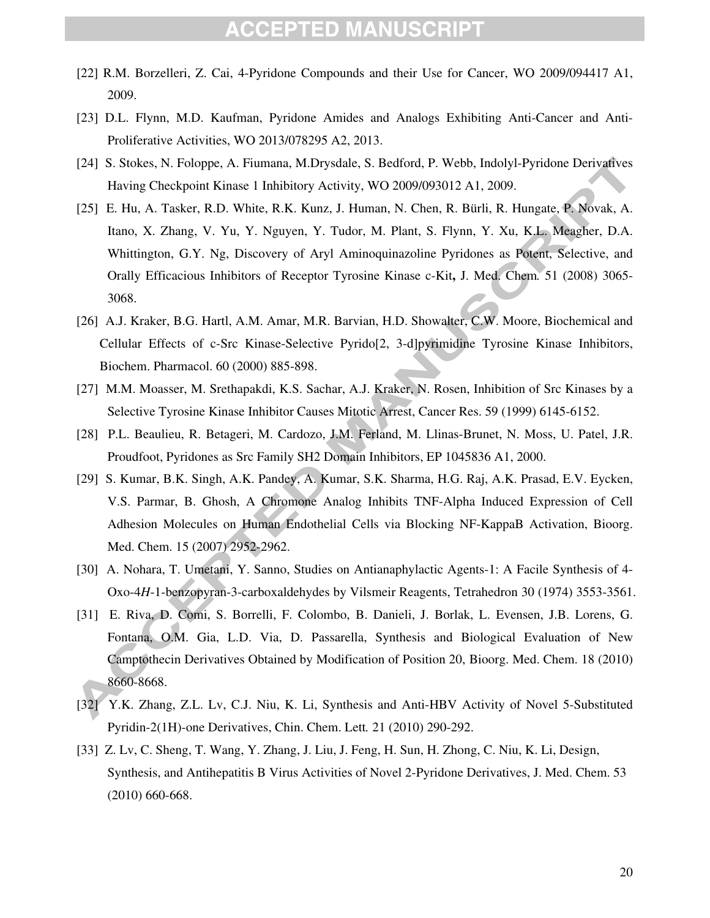[22] R.M. Borzelleri, Z. Cai, 4-Pyridone Compounds and their Use for Cancer, WO 2009/094417 A1, 2009.

[23] D.L. Flynn, M.D. Kaufman, Pyridone Amides and Analogs Exhibiting Anti-Cancer and Anti-Proliferative Activities, WO 2013/078295 A2, 2013.

[24] S. Stokes, N. Foloppe, A. Fiumana, M.Drysdale, S. Bedford, P. Webb, Indolyl-Pyridone Derivatives Having Checkpoint Kinase 1 Inhibitory Activity, WO 2009/093012 A1, 2009.

[25] E. Hu, A. Tasker, R.D. White, R.K. Kunz, J. Human, N. Chen, R. Bürli, R. Hungate, P. Novak, A. Itano, X. Zhang, V. Yu, Y. Nguyen, Y. Tudor, M. Plant, S. Flynn, Y. Xu, K.L. Meagher, D.A. Whittington, G.Y. Ng, Discovery of Aryl Aminoquinazoline Pyridones as Potent, Selective, and Orally Efficacious Inhibitors of Receptor Tyrosine Kinase c-Kit, J. Med. Chem. 51 (2008) 3065-3068.

[26] A.J. Kraker, B.G. Hartl, A.M. Amar, M.R. Barvian, H.D. Showalter, C.W. Moore, Biochemical and Cellular Effects of c-Src Kinase-Selective Pyrido[2, 3-d]pyrimidine Tyrosine Kinase Inhibitors, Biochem. Pharmacol. 60 (2000) 885-898.

[27] M.M. Moasser, M. Srethapakdi, K.S. Sachar, A.J. Kraker, N. Rosen, Inhibition of Src Kinases by a Selective Tyrosine Kinase Inhibitor Causes Mitotic Arrest, Cancer Res. 59 (1999) 6145-6152.

[28] P.L. Beaulieu, R. Betageri, M. Cardozo, J.M. Ferland, M. Llinas-Brunet, N. Moss, U. Patel, J.R. Proudfoot, Pyridones as Src Family SH2 Domain Inhibitors, EP 1045836 A1, 2000.

[29] S. Kumar, B.K. Singh, A.K. Pandey, A. Kumar, S.K. Sharma, H.G. Raj, A.K. Prasad, E.V. Eycken, V.S. Parmar, B. Ghosh, A Chromone Analog Inhibits TNF-Alpha Induced Expression of Cell Adhesion Molecules on Human Endothelial Cells via Blocking NF-KappaB Activation, Bioorg. Med. Chem. 15 (2007) 2952-2962.

[30] A. Nohara, T. Umetani, Y. Sanno, Studies on Antianaphylactic Agents-1: A Facile Synthesis of 4-Oxo-4*H*-1-benzopyran-3-carboxaldehydes by Vilsmeir Reagents, Tetrahedron 30 (1974) 3553-3561.

[31] E. Riva, D. Comi, S. Borrelli, F. Colombo, B. Danieli, J. Borlak, L. Evensen, J.B. Lorens, G. Fontana, O.M. Gia, L.D. Via, D. Passarella, Synthesis and Biological Evaluation of New Camptothecin Derivatives Obtained by Modification of Position 20, Bioorg. Med. Chem. 18 (2010) 8660-8668.

[32] Y.K. Zhang, Z.L. Lv, C.J. Niu, K. Li, Synthesis and Anti-HBV Activity of Novel 5-Substituted Pyridin-2(1H)-one Derivatives, Chin. Chem. Lett. 21 (2010) 290-292.

[33] Z. Lv, C. Sheng, T. Wang, Y. Zhang, J. Liu, J. Feng, H. Sun, H. Zhong, C. Niu, K. Li, Design, Synthesis, and Antihepatitis B Virus Activities of Novel 2-Pyridone Derivatives, J. Med. Chem. 53 (2010) 660-668.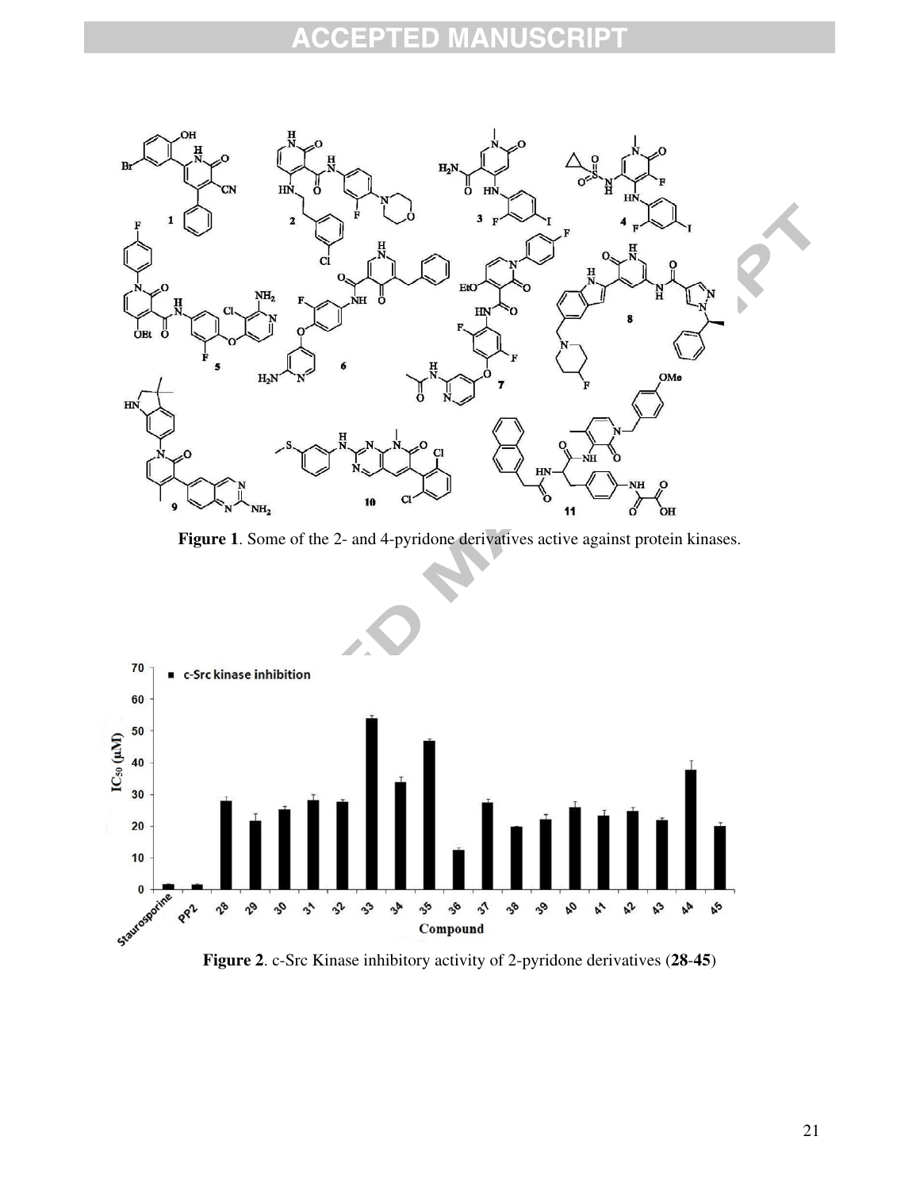**Figure 1**. Some of the 2- and 4-pyridone derivatives active against protein kinases.

70
60
50
40
30
20
10
0

■ c-Src kinase inhibition

$IC_{50}$ (µM)

Staurosporine PP2 28 29 30 31 32 33 34 35 36 37 38 39 40 41 42 43 44 45

Compound

**Figure 2**. c-Src Kinase inhibitory activity of 2-pyridone derivatives (**28**-**45**)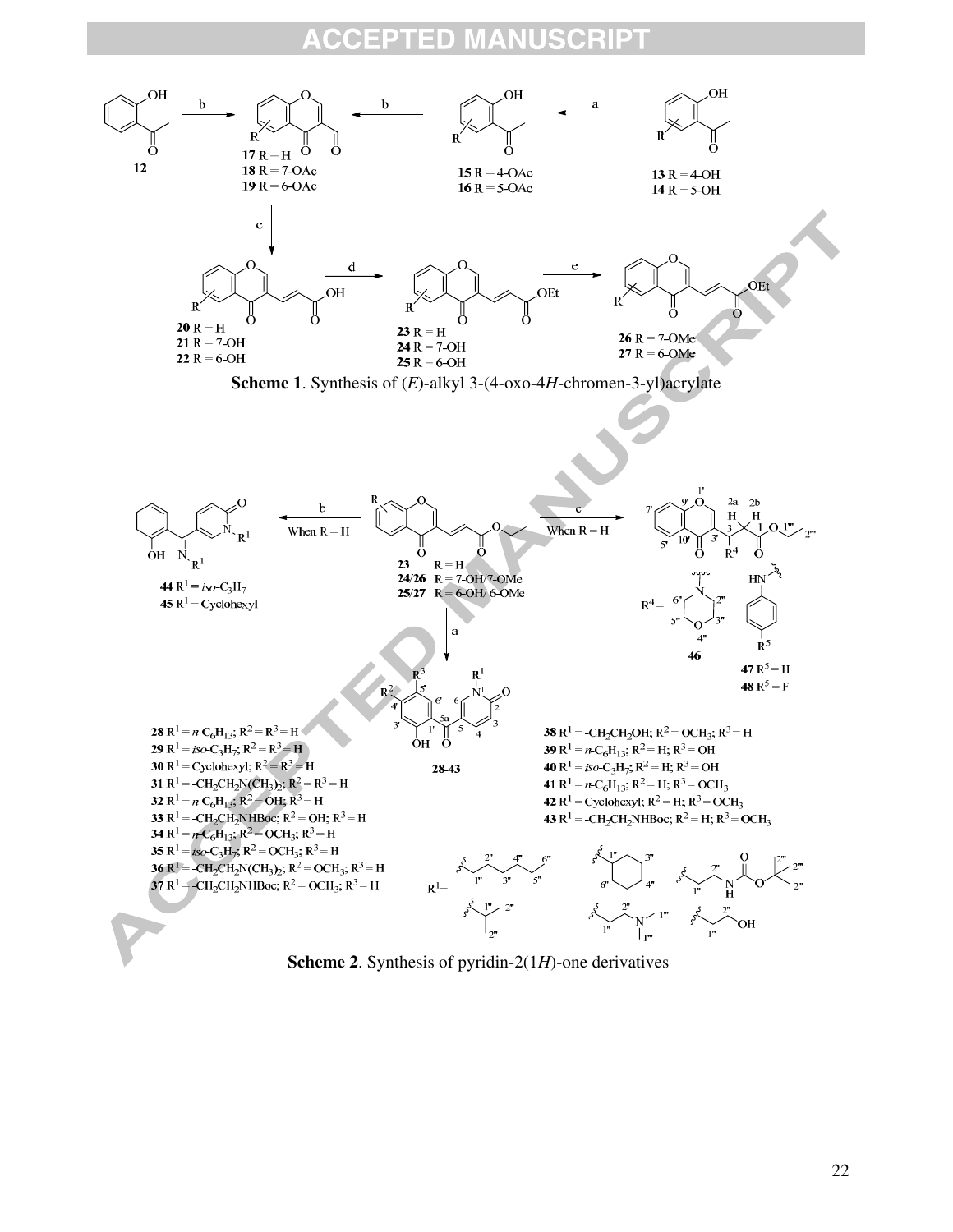**Scheme 1**. Synthesis of (*E*)-alkyl 3-(4-oxo-4*H*-chromen-3-yl)acrylate

12

13 R = 4-OH
14 R = 5-OH

15 R = 4-OAc
16 R = 5-OAc

17 R = H
18 R = 7-OAc
19 R = 6-OAc

20 R = H
21 R = 7-OH
22 R = 6-OH

23 R = H
24 R = 7-OH
25 R = 6-OH

26 R = 7-OMe
27 R = 6-OMe

**Scheme 2**. Synthesis of pyridin-2(1*H*)-one derivatives

When R = H

23 R = H
24/26 R = 7-OH/7-OMe
25/27 R = 6-OH/ 6-OMe

44 $R^1$ = *iso*-$C_3H_7$
45 $R^1$ = Cyclohexyl

46

47 $R^5$ = H
48 $R^5$ = F

28-43

28 $R^1$ = *n*-$C_6H_{13}$; $R^2$ = $R^3$ = H
29 $R^1$ = *iso*-$C_3H_7$; $R^2$ = $R^3$ = H
30 $R^1$ = Cyclohexyl; $R^2$ = $R^3$ = H
31 $R^1$ = -$CH_2CH_2N(CH_3)_2$; $R^2$ = $R^3$ = H
32 $R^1$ = *n*-$C_6H_{13}$; $R^2$ = OH; $R^3$ = H
33 $R^1$ = -$CH_2CH_2$NHBoc; $R^2$ = OH; $R^3$ = H
34 $R^1$ = *n*-$C_6H_{13}$; $R^2$ = $OCH_3$; $R^3$ = H
35 $R^1$ = *iso*-$C_3H_7$; $R^2$ = $OCH_3$; $R^3$ = H
36 $R^1$ = -$CH_2CH_2N(CH_3)_2$; $R^2$ = $OCH_3$; $R^3$ = H
37 $R^1$ = -$CH_2CH_2$NHBoc; $R^2$ = $OCH_3$; $R^3$ = H
38 $R^1$ = -$CH_2CH_2$OH; $R^2$ = $OCH_3$; $R^3$ = H
39 $R^1$ = *n*-$C_6H_{13}$; $R^2$ = H; $R^3$ = OH
40 $R^1$ = *iso*-$C_3H_7$; $R^2$ = H; $R^3$ = OH
41 $R^1$ = *n*-$C_6H_{13}$; $R^2$ = H; $R^3$ = $OCH_3$
42 $R^1$ = Cyclohexyl; $R^2$ = H; $R^3$ = $OCH_3$
43 $R^1$ = -$CH_2CH_2$NHBoc; $R^2$ = H; $R^3$ = $OCH_3$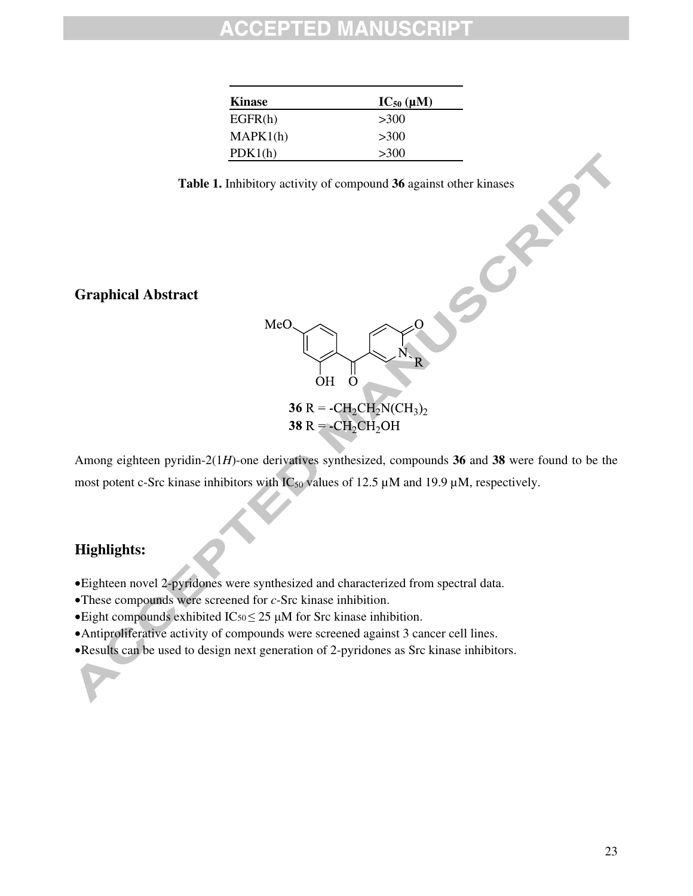| Kinase | $IC_{50}$ (μM) |
|---|---|
| EGFR(h) | >300 |
| MAPK1(h) | >300 |
| PDK1(h) | >300 |

**Table 1.** Inhibitory activity of compound **36** against other kinases

## Graphical Abstract

MeO

OH O

O

N

R

**36** R = $-CH_2CH_2N(CH_3)_2$
**38** R = $-CH_2CH_2OH$

Among eighteen pyridin-2(1*H*)-one derivatives synthesized, compounds **36** and **38** were found to be the most potent c-Src kinase inhibitors with $IC_{50}$ values of 12.5 μM and 19.9 μM, respectively.

## Highlights:

- Eighteen novel 2-pyridones were synthesized and characterized from spectral data.
- These compounds were screened for *c*-Src kinase inhibition.
- Eight compounds exhibited $IC_{50} \leq 25$ μM for Src kinase inhibition.
- Antiproliferative activity of compounds were screened against 3 cancer cell lines.
- Results can be used to design next generation of 2-pyridones as Src kinase inhibitors.